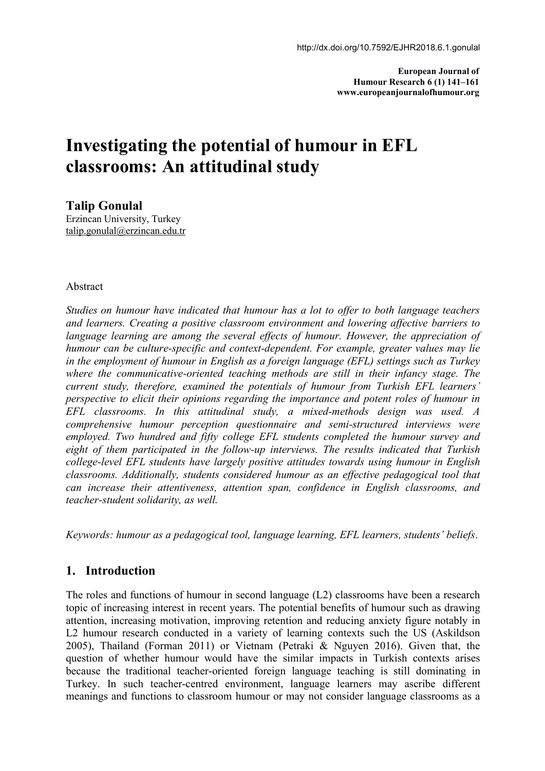http://dx.doi.org/10.7592/EJHR2018.6.1.gonulal

# Investigating the potential of humour in EFL classrooms: An attitudinal study

**Talip Gonulal**
Erzincan University, Turkey
talip.gonulal@erzincan.edu.tr

Abstract

*Studies on humour have indicated that humour has a lot to offer to both language teachers and learners. Creating a positive classroom environment and lowering affective barriers to language learning are among the several effects of humour. However, the appreciation of humour can be culture-specific and context-dependent. For example, greater values may lie in the employment of humour in English as a foreign language (EFL) settings such as Turkey where the communicative-oriented teaching methods are still in their infancy stage. The current study, therefore, examined the potentials of humour from Turkish EFL learners' perspective to elicit their opinions regarding the importance and potent roles of humour in EFL classrooms. In this attitudinal study, a mixed-methods design was used. A comprehensive humour perception questionnaire and semi-structured interviews were employed. Two hundred and fifty college EFL students completed the humour survey and eight of them participated in the follow-up interviews. The results indicated that Turkish college-level EFL students have largely positive attitudes towards using humour in English classrooms. Additionally, students considered humour as an effective pedagogical tool that can increase their attentiveness, attention span, confidence in English classrooms, and teacher-student solidarity, as well.*

*Keywords: humour as a pedagogical tool, language learning, EFL learners, students' beliefs*.

## 1. Introduction

The roles and functions of humour in second language (L2) classrooms have been a research topic of increasing interest in recent years. The potential benefits of humour such as drawing attention, increasing motivation, improving retention and reducing anxiety figure notably in L2 humour research conducted in a variety of learning contexts such the US (Askildson 2005), Thailand (Forman 2011) or Vietnam (Petraki & Nguyen 2016). Given that, the question of whether humour would have the similar impacts in Turkish contexts arises because the traditional teacher-oriented foreign language teaching is still dominating in Turkey. In such teacher-centred environment, language learners may ascribe different meanings and functions to classroom humour or may not consider language classrooms as a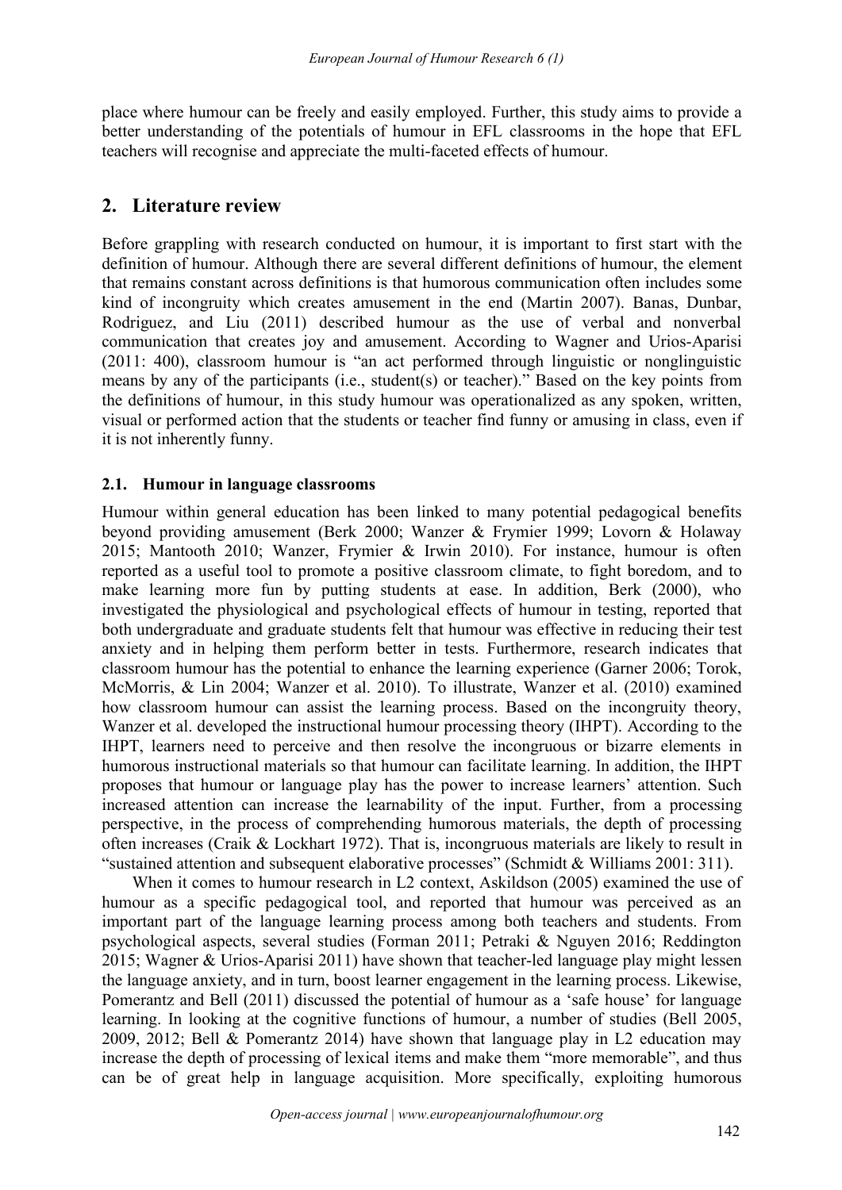place where humour can be freely and easily employed. Further, this study aims to provide a better understanding of the potentials of humour in EFL classrooms in the hope that EFL teachers will recognise and appreciate the multi-faceted effects of humour.

## 2. Literature review

Before grappling with research conducted on humour, it is important to first start with the definition of humour. Although there are several different definitions of humour, the element that remains constant across definitions is that humorous communication often includes some kind of incongruity which creates amusement in the end (Martin 2007). Banas, Dunbar, Rodriguez, and Liu (2011) described humour as the use of verbal and nonverbal communication that creates joy and amusement. According to Wagner and Urios-Aparisi (2011: 400), classroom humour is "an act performed through linguistic or nonglinguistic means by any of the participants (i.e., student(s) or teacher)." Based on the key points from the definitions of humour, in this study humour was operationalized as any spoken, written, visual or performed action that the students or teacher find funny or amusing in class, even if it is not inherently funny.

### 2.1. Humour in language classrooms

Humour within general education has been linked to many potential pedagogical benefits beyond providing amusement (Berk 2000; Wanzer & Frymier 1999; Lovorn & Holaway 2015; Mantooth 2010; Wanzer, Frymier & Irwin 2010). For instance, humour is often reported as a useful tool to promote a positive classroom climate, to fight boredom, and to make learning more fun by putting students at ease. In addition, Berk (2000), who investigated the physiological and psychological effects of humour in testing, reported that both undergraduate and graduate students felt that humour was effective in reducing their test anxiety and in helping them perform better in tests. Furthermore, research indicates that classroom humour has the potential to enhance the learning experience (Garner 2006; Torok, McMorris, & Lin 2004; Wanzer et al. 2010). To illustrate, Wanzer et al. (2010) examined how classroom humour can assist the learning process. Based on the incongruity theory, Wanzer et al. developed the instructional humour processing theory (IHPT). According to the IHPT, learners need to perceive and then resolve the incongruous or bizarre elements in humorous instructional materials so that humour can facilitate learning. In addition, the IHPT proposes that humour or language play has the power to increase learners' attention. Such increased attention can increase the learnability of the input. Further, from a processing perspective, in the process of comprehending humorous materials, the depth of processing often increases (Craik & Lockhart 1972). That is, incongruous materials are likely to result in "sustained attention and subsequent elaborative processes" (Schmidt & Williams 2001: 311).

When it comes to humour research in L2 context, Askildson (2005) examined the use of humour as a specific pedagogical tool, and reported that humour was perceived as an important part of the language learning process among both teachers and students. From psychological aspects, several studies (Forman 2011; Petraki & Nguyen 2016; Reddington 2015; Wagner & Urios-Aparisi 2011) have shown that teacher-led language play might lessen the language anxiety, and in turn, boost learner engagement in the learning process. Likewise, Pomerantz and Bell (2011) discussed the potential of humour as a 'safe house' for language learning. In looking at the cognitive functions of humour, a number of studies (Bell 2005, 2009, 2012; Bell & Pomerantz 2014) have shown that language play in L2 education may increase the depth of processing of lexical items and make them "more memorable", and thus can be of great help in language acquisition. More specifically, exploiting humorous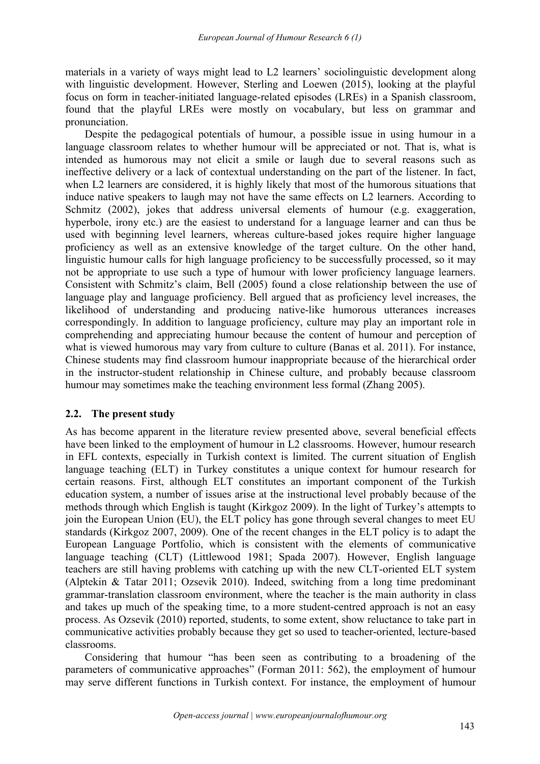materials in a variety of ways might lead to L2 learners' sociolinguistic development along with linguistic development. However, Sterling and Loewen (2015), looking at the playful focus on form in teacher-initiated language-related episodes (LREs) in a Spanish classroom, found that the playful LREs were mostly on vocabulary, but less on grammar and pronunciation.

Despite the pedagogical potentials of humour, a possible issue in using humour in a language classroom relates to whether humour will be appreciated or not. That is, what is intended as humorous may not elicit a smile or laugh due to several reasons such as ineffective delivery or a lack of contextual understanding on the part of the listener. In fact, when L2 learners are considered, it is highly likely that most of the humorous situations that induce native speakers to laugh may not have the same effects on L2 learners. According to Schmitz (2002), jokes that address universal elements of humour (e.g. exaggeration, hyperbole, irony etc.) are the easiest to understand for a language learner and can thus be used with beginning level learners, whereas culture-based jokes require higher language proficiency as well as an extensive knowledge of the target culture. On the other hand, linguistic humour calls for high language proficiency to be successfully processed, so it may not be appropriate to use such a type of humour with lower proficiency language learners. Consistent with Schmitz's claim, Bell (2005) found a close relationship between the use of language play and language proficiency. Bell argued that as proficiency level increases, the likelihood of understanding and producing native-like humorous utterances increases correspondingly. In addition to language proficiency, culture may play an important role in comprehending and appreciating humour because the content of humour and perception of what is viewed humorous may vary from culture to culture (Banas et al. 2011). For instance, Chinese students may find classroom humour inappropriate because of the hierarchical order in the instructor-student relationship in Chinese culture, and probably because classroom humour may sometimes make the teaching environment less formal (Zhang 2005).

## 2.2. The present study

As has become apparent in the literature review presented above, several beneficial effects have been linked to the employment of humour in L2 classrooms. However, humour research in EFL contexts, especially in Turkish context is limited. The current situation of English language teaching (ELT) in Turkey constitutes a unique context for humour research for certain reasons. First, although ELT constitutes an important component of the Turkish education system, a number of issues arise at the instructional level probably because of the methods through which English is taught (Kirkgoz 2009). In the light of Turkey's attempts to join the European Union (EU), the ELT policy has gone through several changes to meet EU standards (Kirkgoz 2007, 2009). One of the recent changes in the ELT policy is to adapt the European Language Portfolio, which is consistent with the elements of communicative language teaching (CLT) (Littlewood 1981; Spada 2007). However, English language teachers are still having problems with catching up with the new CLT-oriented ELT system (Alptekin & Tatar 2011; Ozsevik 2010). Indeed, switching from a long time predominant grammar-translation classroom environment, where the teacher is the main authority in class and takes up much of the speaking time, to a more student-centred approach is not an easy process. As Ozsevik (2010) reported, students, to some extent, show reluctance to take part in communicative activities probably because they get so used to teacher-oriented, lecture-based classrooms.

Considering that humour "has been seen as contributing to a broadening of the parameters of communicative approaches" (Forman 2011: 562), the employment of humour may serve different functions in Turkish context. For instance, the employment of humour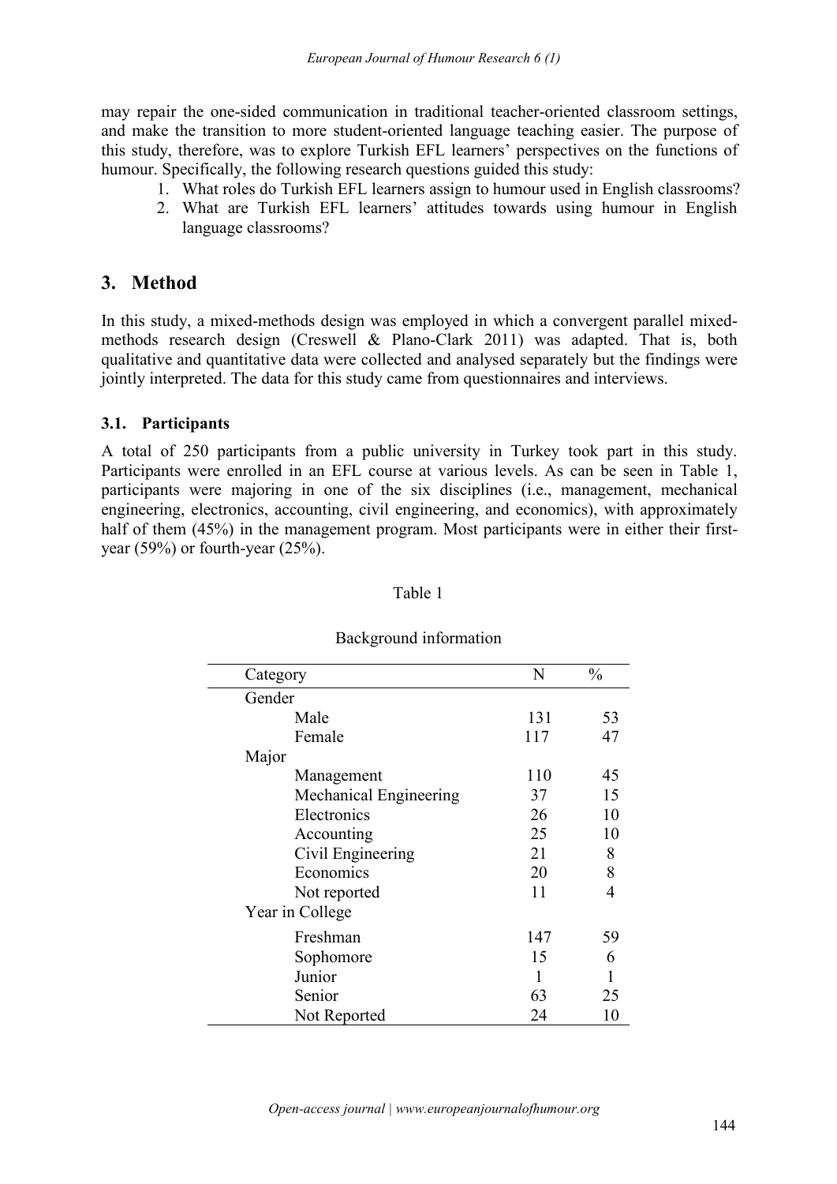may repair the one-sided communication in traditional teacher-oriented classroom settings, and make the transition to more student-oriented language teaching easier. The purpose of this study, therefore, was to explore Turkish EFL learners' perspectives on the functions of humour. Specifically, the following research questions guided this study:

1. What roles do Turkish EFL learners assign to humour used in English classrooms?
2. What are Turkish EFL learners' attitudes towards using humour in English language classrooms?

## 3. Method

In this study, a mixed-methods design was employed in which a convergent parallel mixed-methods research design (Creswell & Plano-Clark 2011) was adapted. That is, both qualitative and quantitative data were collected and analysed separately but the findings were jointly interpreted. The data for this study came from questionnaires and interviews.

### 3.1. Participants

A total of 250 participants from a public university in Turkey took part in this study. Participants were enrolled in an EFL course at various levels. As can be seen in Table 1, participants were majoring in one of the six disciplines (i.e., management, mechanical engineering, electronics, accounting, civil engineering, and economics), with approximately half of them (45%) in the management program. Most participants were in either their first-year (59%) or fourth-year (25%).

Table 1

Background information

| Category | N | % |
|---|---|---|
| Gender | | |
| Male | 131 | 53 |
| Female | 117 | 47 |
| Major | | |
| Management | 110 | 45 |
| Mechanical Engineering | 37 | 15 |
| Electronics | 26 | 10 |
| Accounting | 25 | 10 |
| Civil Engineering | 21 | 8 |
| Economics | 20 | 8 |
| Not reported | 11 | 4 |
| Year in College | | |
| Freshman | 147 | 59 |
| Sophomore | 15 | 6 |
| Junior | 1 | 1 |
| Senior | 63 | 25 |
| Not Reported | 24 | 10 |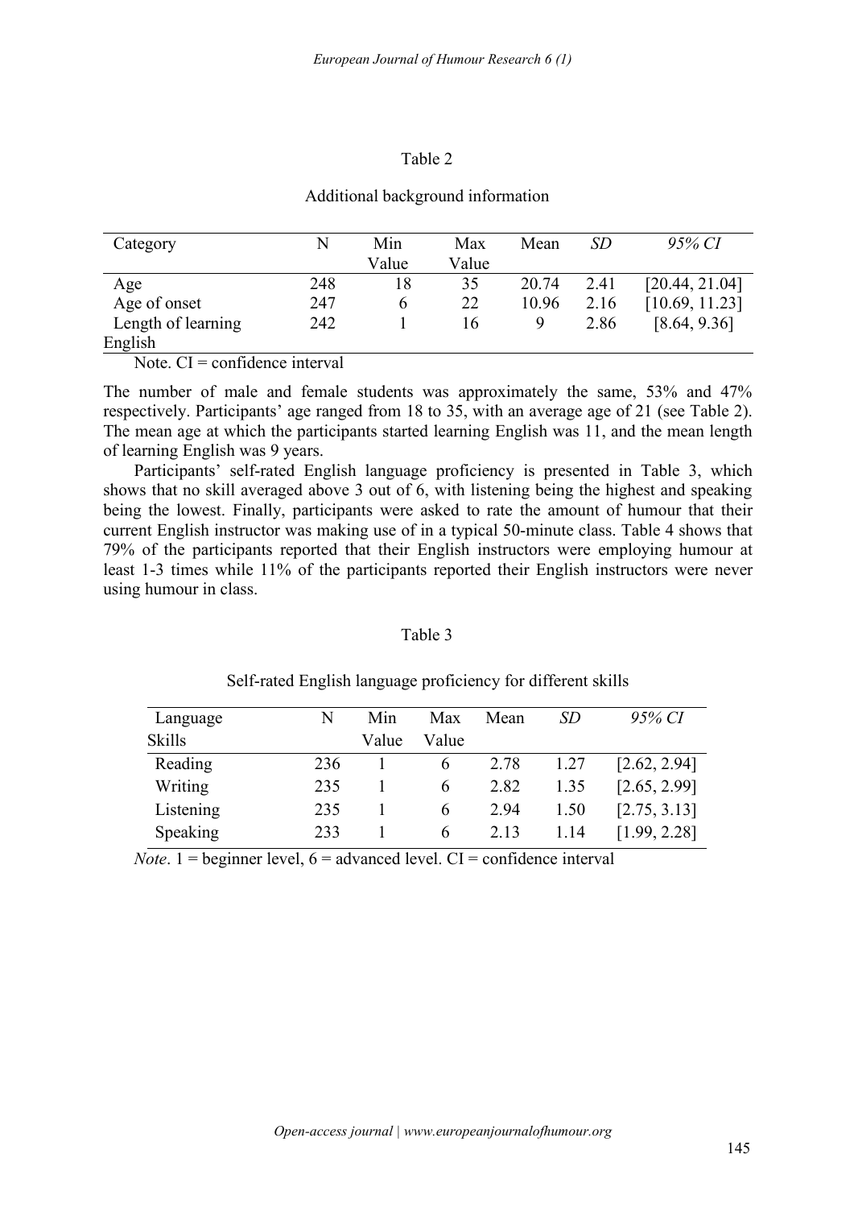Table 2

Additional background information

| Category | N | Min Value | Max Value | Mean | *SD* | *95% CI* |
|---|---|---|---|---|---|---|
| Age | 248 | 18 | 35 | 20.74 | 2.41 | [20.44, 21.04] |
| Age of onset | 247 | 6 | 22 | 10.96 | 2.16 | [10.69, 11.23] |
| Length of learning English | 242 | 1 | 16 | 9 | 2.86 | [8.64, 9.36] |

Note. CI = confidence interval

The number of male and female students was approximately the same, 53% and 47% respectively. Participants' age ranged from 18 to 35, with an average age of 21 (see Table 2). The mean age at which the participants started learning English was 11, and the mean length of learning English was 9 years.

Participants' self-rated English language proficiency is presented in Table 3, which shows that no skill averaged above 3 out of 6, with listening being the highest and speaking being the lowest. Finally, participants were asked to rate the amount of humour that their current English instructor was making use of in a typical 50-minute class. Table 4 shows that 79% of the participants reported that their English instructors were employing humour at least 1-3 times while 11% of the participants reported their English instructors were never using humour in class.

Table 3

Self-rated English language proficiency for different skills

| Language Skills | N | Min Value | Max Value | Mean | *SD* | *95% CI* |
|---|---|---|---|---|---|---|
| Reading | 236 | 1 | 6 | 2.78 | 1.27 | [2.62, 2.94] |
| Writing | 235 | 1 | 6 | 2.82 | 1.35 | [2.65, 2.99] |
| Listening | 235 | 1 | 6 | 2.94 | 1.50 | [2.75, 3.13] |
| Speaking | 233 | 1 | 6 | 2.13 | 1.14 | [1.99, 2.28] |

*Note*. 1 = beginner level, 6 = advanced level. CI = confidence interval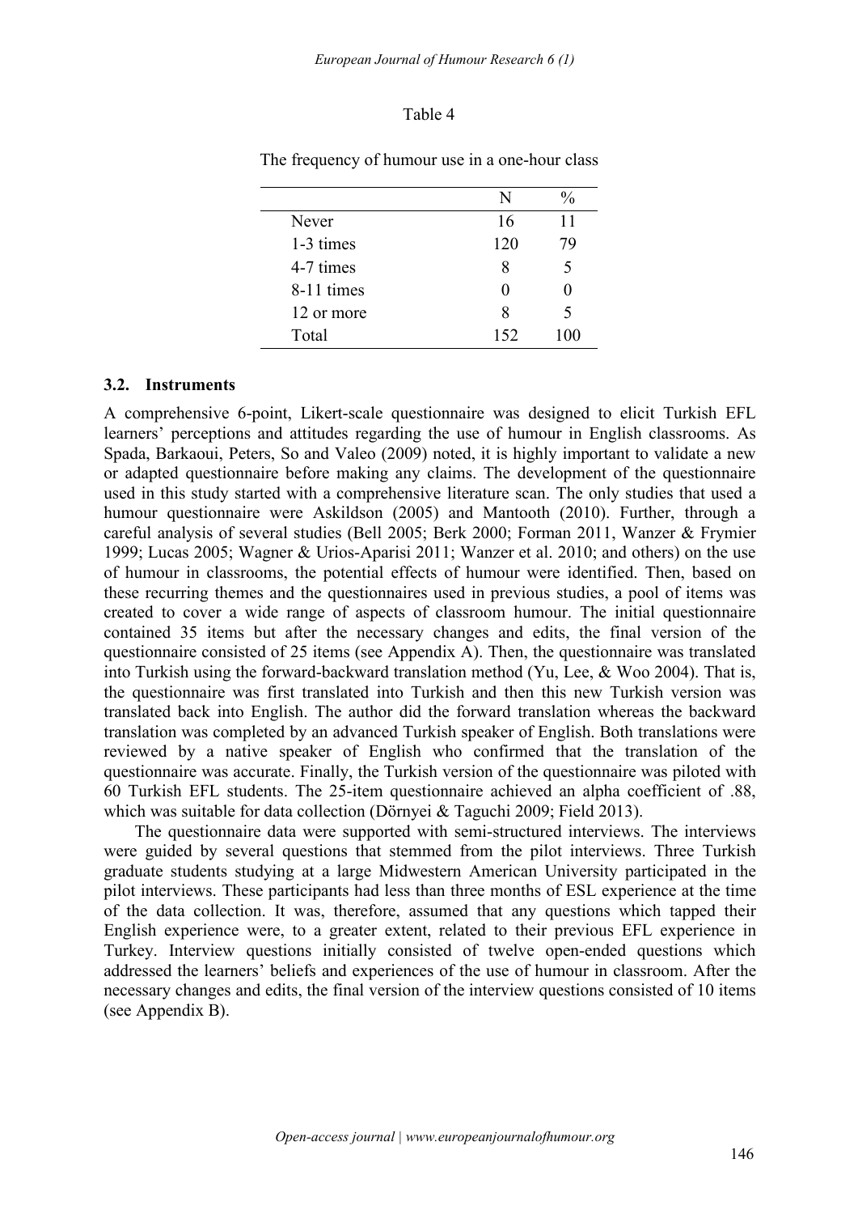Table 4

The frequency of humour use in a one-hour class

| | N | % |
|---|---|---|
| Never | 16 | 11 |
| 1-3 times | 120 | 79 |
| 4-7 times | 8 | 5 |
| 8-11 times | 0 | 0 |
| 12 or more | 8 | 5 |
| Total | 152 | 100 |

### 3.2. Instruments

A comprehensive 6-point, Likert-scale questionnaire was designed to elicit Turkish EFL learners' perceptions and attitudes regarding the use of humour in English classrooms. As Spada, Barkaoui, Peters, So and Valeo (2009) noted, it is highly important to validate a new or adapted questionnaire before making any claims. The development of the questionnaire used in this study started with a comprehensive literature scan. The only studies that used a humour questionnaire were Askildson (2005) and Mantooth (2010). Further, through a careful analysis of several studies (Bell 2005; Berk 2000; Forman 2011, Wanzer & Frymier 1999; Lucas 2005; Wagner & Urios-Aparisi 2011; Wanzer et al. 2010; and others) on the use of humour in classrooms, the potential effects of humour were identified. Then, based on these recurring themes and the questionnaires used in previous studies, a pool of items was created to cover a wide range of aspects of classroom humour. The initial questionnaire contained 35 items but after the necessary changes and edits, the final version of the questionnaire consisted of 25 items (see Appendix A). Then, the questionnaire was translated into Turkish using the forward-backward translation method (Yu, Lee, & Woo 2004). That is, the questionnaire was first translated into Turkish and then this new Turkish version was translated back into English. The author did the forward translation whereas the backward translation was completed by an advanced Turkish speaker of English. Both translations were reviewed by a native speaker of English who confirmed that the translation of the questionnaire was accurate. Finally, the Turkish version of the questionnaire was piloted with 60 Turkish EFL students. The 25-item questionnaire achieved an alpha coefficient of .88, which was suitable for data collection (Dörnyei & Taguchi 2009; Field 2013).

The questionnaire data were supported with semi-structured interviews. The interviews were guided by several questions that stemmed from the pilot interviews. Three Turkish graduate students studying at a large Midwestern American University participated in the pilot interviews. These participants had less than three months of ESL experience at the time of the data collection. It was, therefore, assumed that any questions which tapped their English experience were, to a greater extent, related to their previous EFL experience in Turkey. Interview questions initially consisted of twelve open-ended questions which addressed the learners' beliefs and experiences of the use of humour in classroom. After the necessary changes and edits, the final version of the interview questions consisted of 10 items (see Appendix B).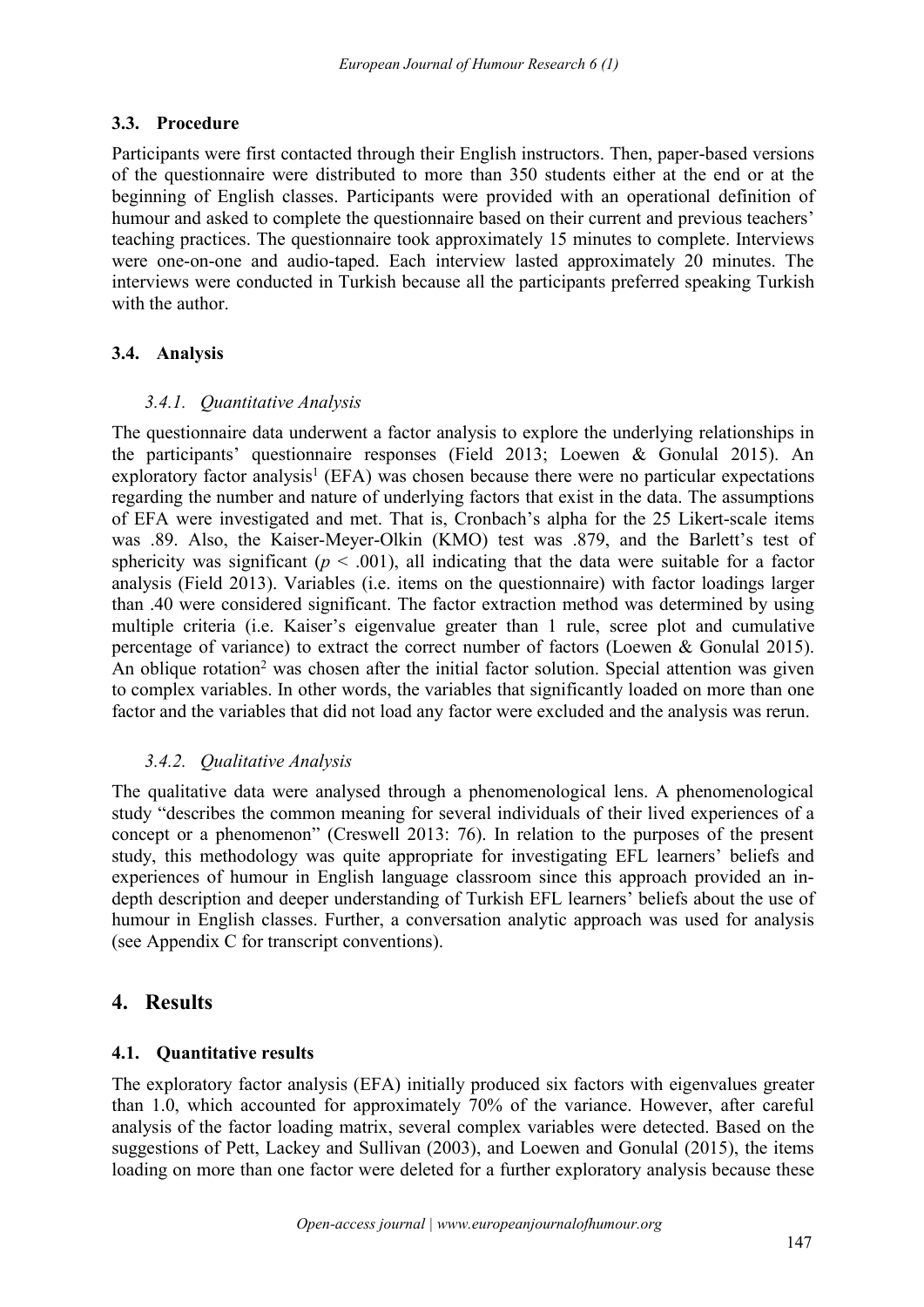### 3.3. Procedure

Participants were first contacted through their English instructors. Then, paper-based versions of the questionnaire were distributed to more than 350 students either at the end or at the beginning of English classes. Participants were provided with an operational definition of humour and asked to complete the questionnaire based on their current and previous teachers' teaching practices. The questionnaire took approximately 15 minutes to complete. Interviews were one-on-one and audio-taped. Each interview lasted approximately 20 minutes. The interviews were conducted in Turkish because all the participants preferred speaking Turkish with the author.

### 3.4. Analysis

#### *3.4.1. Quantitative Analysis*

The questionnaire data underwent a factor analysis to explore the underlying relationships in the participants' questionnaire responses (Field 2013; Loewen & Gonulal 2015). An exploratory factor analysis[1] (EFA) was chosen because there were no particular expectations regarding the number and nature of underlying factors that exist in the data. The assumptions of EFA were investigated and met. That is, Cronbach's alpha for the 25 Likert-scale items was .89. Also, the Kaiser-Meyer-Olkin (KMO) test was .879, and the Barlett's test of sphericity was significant ($p < .001$), all indicating that the data were suitable for a factor analysis (Field 2013). Variables (i.e. items on the questionnaire) with factor loadings larger than .40 were considered significant. The factor extraction method was determined by using multiple criteria (i.e. Kaiser's eigenvalue greater than 1 rule, scree plot and cumulative percentage of variance) to extract the correct number of factors (Loewen & Gonulal 2015). An oblique rotation[2] was chosen after the initial factor solution. Special attention was given to complex variables. In other words, the variables that significantly loaded on more than one factor and the variables that did not load any factor were excluded and the analysis was rerun.

#### *3.4.2. Qualitative Analysis*

The qualitative data were analysed through a phenomenological lens. A phenomenological study "describes the common meaning for several individuals of their lived experiences of a concept or a phenomenon" (Creswell 2013: 76). In relation to the purposes of the present study, this methodology was quite appropriate for investigating EFL learners' beliefs and experiences of humour in English language classroom since this approach provided an in-depth description and deeper understanding of Turkish EFL learners' beliefs about the use of humour in English classes. Further, a conversation analytic approach was used for analysis (see Appendix C for transcript conventions).

## 4. Results

### 4.1. Quantitative results

The exploratory factor analysis (EFA) initially produced six factors with eigenvalues greater than 1.0, which accounted for approximately 70% of the variance. However, after careful analysis of the factor loading matrix, several complex variables were detected. Based on the suggestions of Pett, Lackey and Sullivan (2003), and Loewen and Gonulal (2015), the items loading on more than one factor were deleted for a further exploratory analysis because these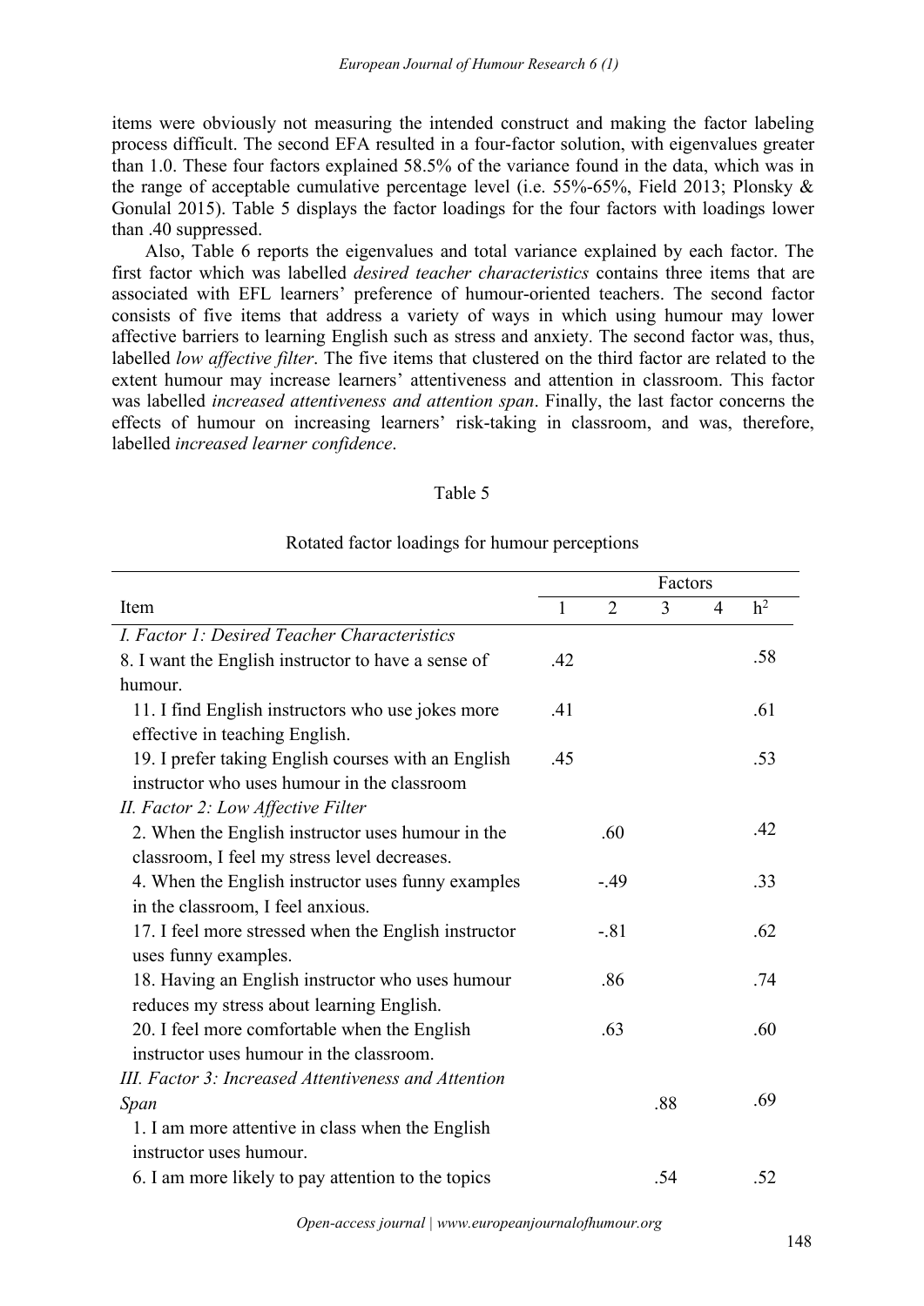items were obviously not measuring the intended construct and making the factor labeling process difficult. The second EFA resulted in a four-factor solution, with eigenvalues greater than 1.0. These four factors explained 58.5% of the variance found in the data, which was in the range of acceptable cumulative percentage level (i.e. 55%-65%, Field 2013; Plonsky & Gonulal 2015). Table 5 displays the factor loadings for the four factors with loadings lower than .40 suppressed.

Also, Table 6 reports the eigenvalues and total variance explained by each factor. The first factor which was labelled *desired teacher characteristics* contains three items that are associated with EFL learners' preference of humour-oriented teachers. The second factor consists of five items that address a variety of ways in which using humour may lower affective barriers to learning English such as stress and anxiety. The second factor was, thus, labelled *low affective filter*. The five items that clustered on the third factor are related to the extent humour may increase learners' attentiveness and attention in classroom. This factor was labelled *increased attentiveness and attention span*. Finally, the last factor concerns the effects of humour on increasing learners' risk-taking in classroom, and was, therefore, labelled *increased learner confidence*.

Table 5

Rotated factor loadings for humour perceptions

| Item | Factors | | | | |
|---|---|---|---|---|---|
| | 1 | 2 | 3 | 4 | $h^2$ |
| *I. Factor 1: Desired Teacher Characteristics* | | | | | |
| 8. I want the English instructor to have a sense of humour. | .42 | | | | .58 |
| 11. I find English instructors who use jokes more effective in teaching English. | .41 | | | | .61 |
| 19. I prefer taking English courses with an English instructor who uses humour in the classroom | .45 | | | | .53 |
| *II. Factor 2: Low Affective Filter* | | | | | |
| 2. When the English instructor uses humour in the classroom, I feel my stress level decreases. | | .60 | | | .42 |
| 4. When the English instructor uses funny examples in the classroom, I feel anxious. | | -.49 | | | .33 |
| 17. I feel more stressed when the English instructor uses funny examples. | | -.81 | | | .62 |
| 18. Having an English instructor who uses humour reduces my stress about learning English. | | .86 | | | .74 |
| 20. I feel more comfortable when the English instructor uses humour in the classroom. | | .63 | | | .60 |
| *III. Factor 3: Increased Attentiveness and Attention Span* | | | | | |
| 1. I am more attentive in class when the English instructor uses humour. | | | .88 | | .69 |
| 6. I am more likely to pay attention to the topics | | | .54 | | .52 |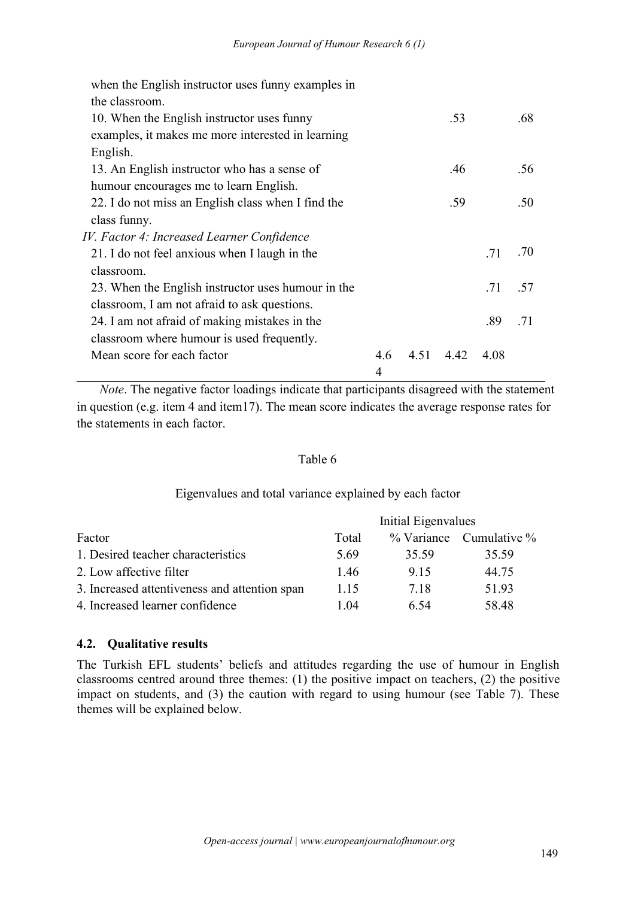| | | | | | |
|---|---|---|---|---|---|
| when the English instructor uses funny examples in the classroom. | | | | | |
| 10. When the English instructor uses funny examples, it makes me more interested in learning English. | | | .53 | | .68 |
| 13. An English instructor who has a sense of humour encourages me to learn English. | | | .46 | | .56 |
| 22. I do not miss an English class when I find the class funny. | | | .59 | | .50 |
| *IV. Factor 4: Increased Learner Confidence* | | | | | |
| 21. I do not feel anxious when I laugh in the classroom. | | | | .71 | .70 |
| 23. When the English instructor uses humour in the classroom, I am not afraid to ask questions. | | | | .71 | .57 |
| 24. I am not afraid of making mistakes in the classroom where humour is used frequently. | | | | .89 | .71 |
| Mean score for each factor | 4.64 | 4.51 | 4.42 | 4.08 | |

*Note*. The negative factor loadings indicate that participants disagreed with the statement in question (e.g. item 4 and item17). The mean score indicates the average response rates for the statements in each factor.

Table 6

Eigenvalues and total variance explained by each factor

| | Initial Eigenvalues | | |
|---|---|---|---|
| Factor | Total | % Variance | Cumulative % |
| 1. Desired teacher characteristics | 5.69 | 35.59 | 35.59 |
| 2. Low affective filter | 1.46 | 9.15 | 44.75 |
| 3. Increased attentiveness and attention span | 1.15 | 7.18 | 51.93 |
| 4. Increased learner confidence | 1.04 | 6.54 | 58.48 |

### 4.2. Qualitative results

The Turkish EFL students' beliefs and attitudes regarding the use of humour in English classrooms centred around three themes: (1) the positive impact on teachers, (2) the positive impact on students, and (3) the caution with regard to using humour (see Table 7). These themes will be explained below.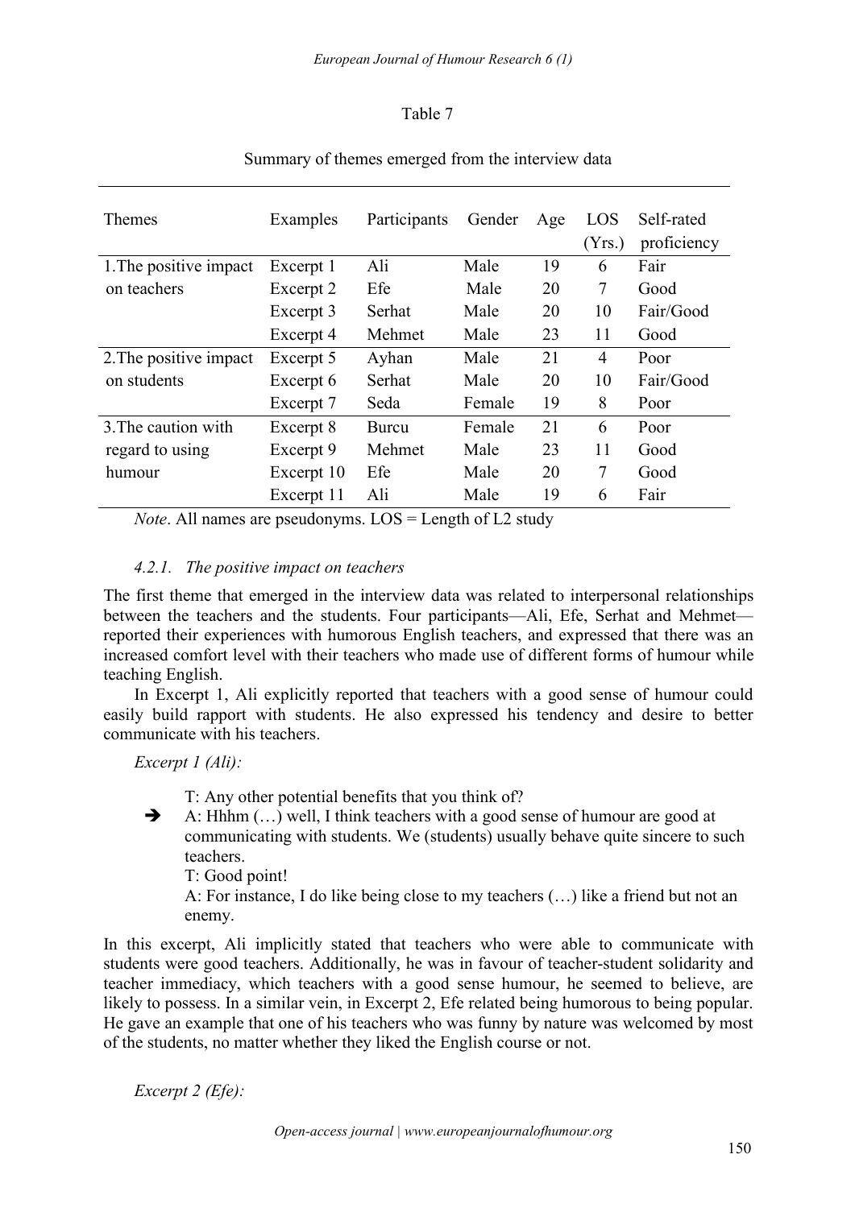Table 7

Summary of themes emerged from the interview data

| Themes | Examples | Participants | Gender | Age | LOS (Yrs.) | Self-rated proficiency |
|---|---|---|---|---|---|---|
| 1.The positive impact on teachers | Excerpt 1 | Ali | Male | 19 | 6 | Fair |
| | Excerpt 2 | Efe | Male | 20 | 7 | Good |
| | Excerpt 3 | Serhat | Male | 20 | 10 | Fair/Good |
| | Excerpt 4 | Mehmet | Male | 23 | 11 | Good |
| 2.The positive impact on students | Excerpt 5 | Ayhan | Male | 21 | 4 | Poor |
| | Excerpt 6 | Serhat | Male | 20 | 10 | Fair/Good |
| | Excerpt 7 | Seda | Female | 19 | 8 | Poor |
| 3.The caution with regard to using humour | Excerpt 8 | Burcu | Female | 21 | 6 | Poor |
| | Excerpt 9 | Mehmet | Male | 23 | 11 | Good |
| | Excerpt 10 | Efe | Male | 20 | 7 | Good |
| | Excerpt 11 | Ali | Male | 19 | 6 | Fair |

*Note*. All names are pseudonyms. LOS = Length of L2 study

### *4.2.1. The positive impact on teachers*

The first theme that emerged in the interview data was related to interpersonal relationships between the teachers and the students. Four participants—Ali, Efe, Serhat and Mehmet—reported their experiences with humorous English teachers, and expressed that there was an increased comfort level with their teachers who made use of different forms of humour while teaching English.

In Excerpt 1, Ali explicitly reported that teachers with a good sense of humour could easily build rapport with students. He also expressed his tendency and desire to better communicate with his teachers.

*Excerpt 1 (Ali):*

T: Any other potential benefits that you think of?

➔ A: Hhhm (…) well, I think teachers with a good sense of humour are good at communicating with students. We (students) usually behave quite sincere to such teachers.

T: Good point!

A: For instance, I do like being close to my teachers (…) like a friend but not an enemy.

In this excerpt, Ali implicitly stated that teachers who were able to communicate with students were good teachers. Additionally, he was in favour of teacher-student solidarity and teacher immediacy, which teachers with a good sense humour, he seemed to believe, are likely to possess. In a similar vein, in Excerpt 2, Efe related being humorous to being popular. He gave an example that one of his teachers who was funny by nature was welcomed by most of the students, no matter whether they liked the English course or not.

*Excerpt 2 (Efe):*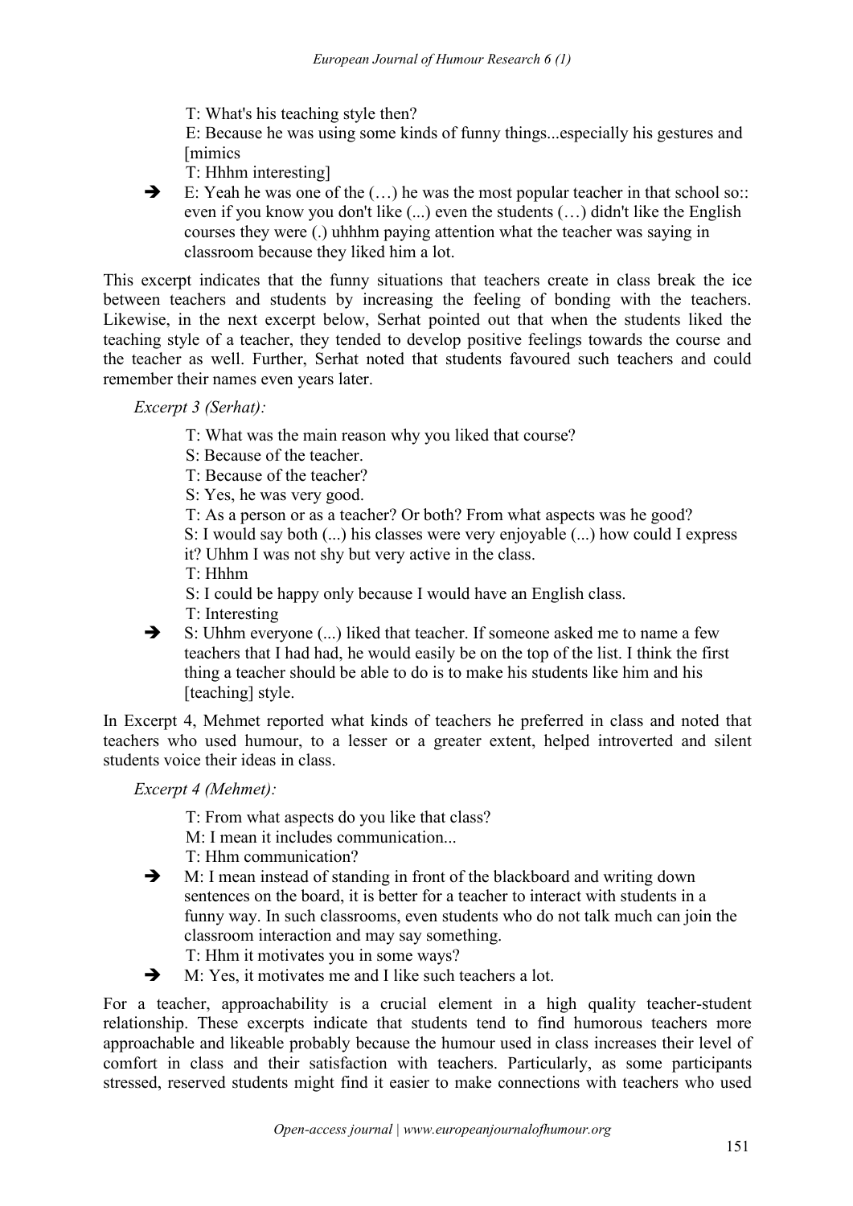T: What's his teaching style then?

E: Because he was using some kinds of funny things...especially his gestures and [mimics

T: Hhhm interesting]

➔ E: Yeah he was one of the (…) he was the most popular teacher in that school so:: even if you know you don't like (...) even the students (…) didn't like the English courses they were (.) uhhhm paying attention what the teacher was saying in classroom because they liked him a lot.

This excerpt indicates that the funny situations that teachers create in class break the ice between teachers and students by increasing the feeling of bonding with the teachers. Likewise, in the next excerpt below, Serhat pointed out that when the students liked the teaching style of a teacher, they tended to develop positive feelings towards the course and the teacher as well. Further, Serhat noted that students favoured such teachers and could remember their names even years later.

*Excerpt 3 (Serhat):*

T: What was the main reason why you liked that course?

S: Because of the teacher.

T: Because of the teacher?

S: Yes, he was very good.

T: As a person or as a teacher? Or both? From what aspects was he good?

S: I would say both (...) his classes were very enjoyable (...) how could I express it? Uhhm I was not shy but very active in the class.

T: Hhhm

S: I could be happy only because I would have an English class.

T: Interesting

➔ S: Uhhm everyone (...) liked that teacher. If someone asked me to name a few teachers that I had had, he would easily be on the top of the list. I think the first thing a teacher should be able to do is to make his students like him and his [teaching] style.

In Excerpt 4, Mehmet reported what kinds of teachers he preferred in class and noted that teachers who used humour, to a lesser or a greater extent, helped introverted and silent students voice their ideas in class.

*Excerpt 4 (Mehmet):*

T: From what aspects do you like that class?

M: I mean it includes communication...

T: Hhm communication?

➔ M: I mean instead of standing in front of the blackboard and writing down sentences on the board, it is better for a teacher to interact with students in a funny way. In such classrooms, even students who do not talk much can join the classroom interaction and may say something.

T: Hhm it motivates you in some ways?

➔ M: Yes, it motivates me and I like such teachers a lot.

For a teacher, approachability is a crucial element in a high quality teacher-student relationship. These excerpts indicate that students tend to find humorous teachers more approachable and likeable probably because the humour used in class increases their level of comfort in class and their satisfaction with teachers. Particularly, as some participants stressed, reserved students might find it easier to make connections with teachers who used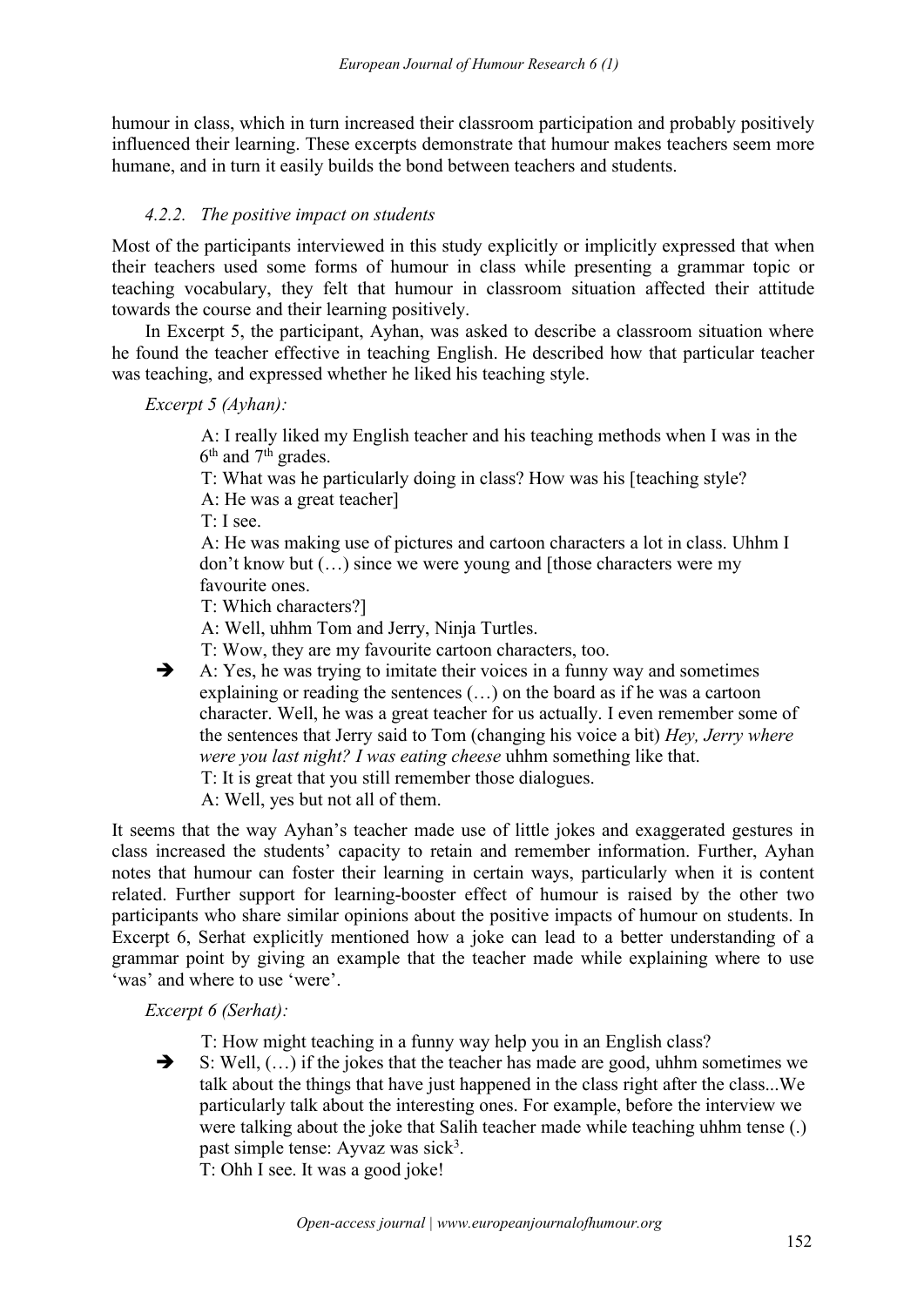humour in class, which in turn increased their classroom participation and probably positively influenced their learning. These excerpts demonstrate that humour makes teachers seem more humane, and in turn it easily builds the bond between teachers and students.

#### *4.2.2. The positive impact on students*

Most of the participants interviewed in this study explicitly or implicitly expressed that when their teachers used some forms of humour in class while presenting a grammar topic or teaching vocabulary, they felt that humour in classroom situation affected their attitude towards the course and their learning positively.

In Excerpt 5, the participant, Ayhan, was asked to describe a classroom situation where he found the teacher effective in teaching English. He described how that particular teacher was teaching, and expressed whether he liked his teaching style.

*Excerpt 5 (Ayhan):*

> A: I really liked my English teacher and his teaching methods when I was in the 6th and 7th grades.
> T: What was he particularly doing in class? How was his [teaching style?
> A: He was a great teacher]
> T: I see.
> A: He was making use of pictures and cartoon characters a lot in class. Uhhm I don't know but (…) since we were young and [those characters were my favourite ones.
> T: Which characters?]
> A: Well, uhhm Tom and Jerry, Ninja Turtles.
> T: Wow, they are my favourite cartoon characters, too.
> ➔ A: Yes, he was trying to imitate their voices in a funny way and sometimes explaining or reading the sentences (…) on the board as if he was a cartoon character. Well, he was a great teacher for us actually. I even remember some of the sentences that Jerry said to Tom (changing his voice a bit) *Hey, Jerry where were you last night? I was eating cheese* uhhm something like that.
> T: It is great that you still remember those dialogues.
> A: Well, yes but not all of them.

It seems that the way Ayhan's teacher made use of little jokes and exaggerated gestures in class increased the students' capacity to retain and remember information. Further, Ayhan notes that humour can foster their learning in certain ways, particularly when it is content related. Further support for learning-booster effect of humour is raised by the other two participants who share similar opinions about the positive impacts of humour on students. In Excerpt 6, Serhat explicitly mentioned how a joke can lead to a better understanding of a grammar point by giving an example that the teacher made while explaining where to use 'was' and where to use 'were'.

*Excerpt 6 (Serhat):*

> T: How might teaching in a funny way help you in an English class?
> ➔ S: Well, (…) if the jokes that the teacher has made are good, uhhm sometimes we talk about the things that have just happened in the class right after the class...We particularly talk about the interesting ones. For example, before the interview we were talking about the joke that Salih teacher made while teaching uhhm tense (.) past simple tense: Ayvaz was sick[3].
> T: Ohh I see. It was a good joke!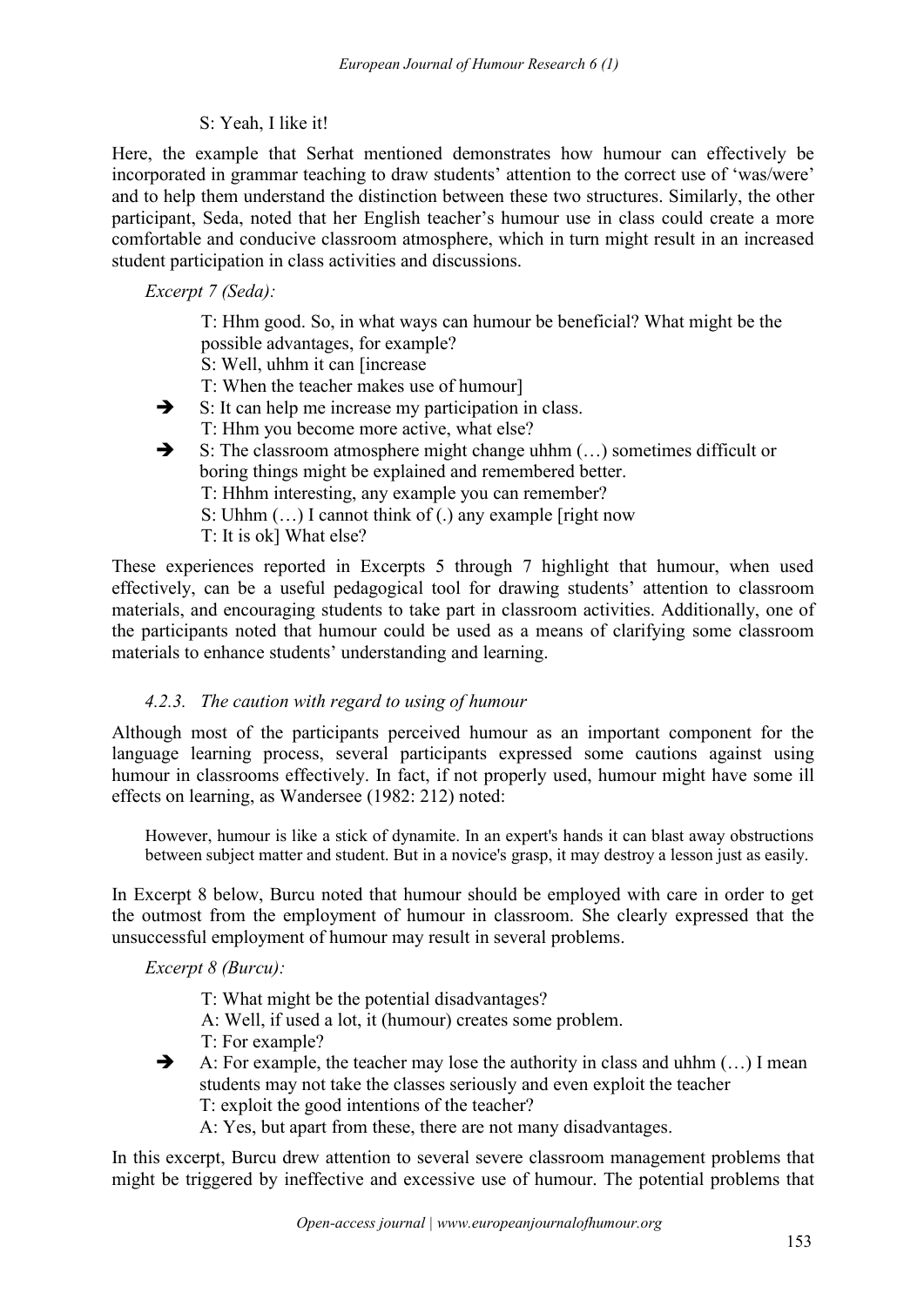S: Yeah, I like it!

Here, the example that Serhat mentioned demonstrates how humour can effectively be incorporated in grammar teaching to draw students' attention to the correct use of 'was/were' and to help them understand the distinction between these two structures. Similarly, the other participant, Seda, noted that her English teacher's humour use in class could create a more comfortable and conducive classroom atmosphere, which in turn might result in an increased student participation in class activities and discussions.

*Excerpt 7 (Seda):*

> T: Hhm good. So, in what ways can humour be beneficial? What might be the possible advantages, for example?
> S: Well, uhhm it can [increase
> T: When the teacher makes use of humour]
> ➔ S: It can help me increase my participation in class.
> T: Hhm you become more active, what else?
> ➔ S: The classroom atmosphere might change uhhm (…) sometimes difficult or boring things might be explained and remembered better.
> T: Hhhm interesting, any example you can remember?
> S: Uhhm (…) I cannot think of (.) any example [right now
> T: It is ok] What else?

These experiences reported in Excerpts 5 through 7 highlight that humour, when used effectively, can be a useful pedagogical tool for drawing students' attention to classroom materials, and encouraging students to take part in classroom activities. Additionally, one of the participants noted that humour could be used as a means of clarifying some classroom materials to enhance students' understanding and learning.

### *4.2.3. The caution with regard to using of humour*

Although most of the participants perceived humour as an important component for the language learning process, several participants expressed some cautions against using humour in classrooms effectively. In fact, if not properly used, humour might have some ill effects on learning, as Wandersee (1982: 212) noted:

> However, humour is like a stick of dynamite. In an expert's hands it can blast away obstructions between subject matter and student. But in a novice's grasp, it may destroy a lesson just as easily.

In Excerpt 8 below, Burcu noted that humour should be employed with care in order to get the outmost from the employment of humour in classroom. She clearly expressed that the unsuccessful employment of humour may result in several problems.

*Excerpt 8 (Burcu):*

> T: What might be the potential disadvantages?
> A: Well, if used a lot, it (humour) creates some problem.
> T: For example?
> ➔ A: For example, the teacher may lose the authority in class and uhhm (…) I mean students may not take the classes seriously and even exploit the teacher
> T: exploit the good intentions of the teacher?
> A: Yes, but apart from these, there are not many disadvantages.

In this excerpt, Burcu drew attention to several severe classroom management problems that might be triggered by ineffective and excessive use of humour. The potential problems that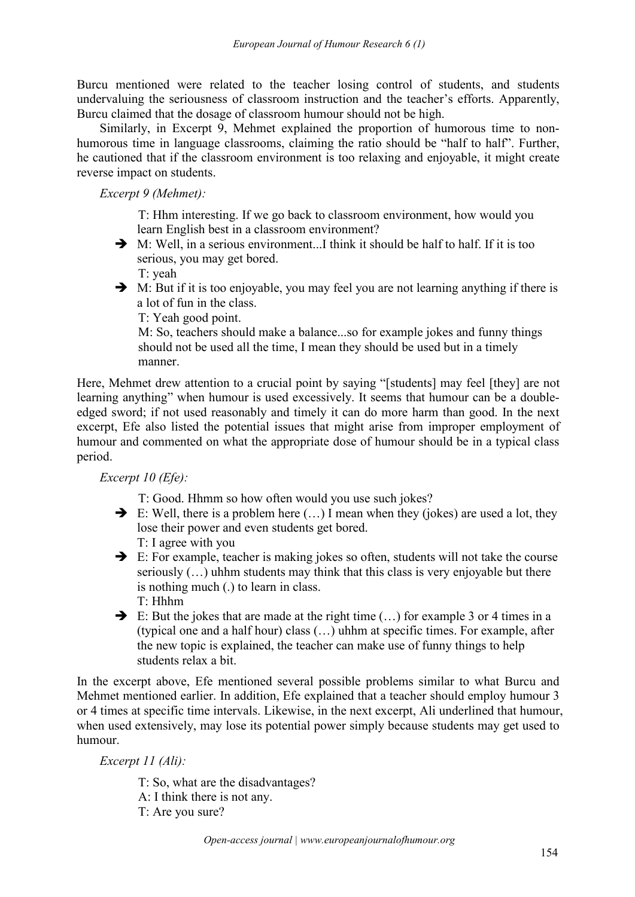Burcu mentioned were related to the teacher losing control of students, and students undervaluing the seriousness of classroom instruction and the teacher's efforts. Apparently, Burcu claimed that the dosage of classroom humour should not be high.

Similarly, in Excerpt 9, Mehmet explained the proportion of humorous time to non-humorous time in language classrooms, claiming the ratio should be "half to half". Further, he cautioned that if the classroom environment is too relaxing and enjoyable, it might create reverse impact on students.

*Excerpt 9 (Mehmet):*

> T: Hhm interesting. If we go back to classroom environment, how would you learn English best in a classroom environment?
>
> ➔ M: Well, in a serious environment...I think it should be half to half. If it is too serious, you may get bored.
>
> T: yeah
>
> ➔ M: But if it is too enjoyable, you may feel you are not learning anything if there is a lot of fun in the class.
>
> T: Yeah good point.
>
> M: So, teachers should make a balance...so for example jokes and funny things should not be used all the time, I mean they should be used but in a timely manner.

Here, Mehmet drew attention to a crucial point by saying "[students] may feel [they] are not learning anything" when humour is used excessively. It seems that humour can be a double-edged sword; if not used reasonably and timely it can do more harm than good. In the next excerpt, Efe also listed the potential issues that might arise from improper employment of humour and commented on what the appropriate dose of humour should be in a typical class period.

*Excerpt 10 (Efe):*

> T: Good. Hhmm so how often would you use such jokes?
>
> ➔ E: Well, there is a problem here (…) I mean when they (jokes) are used a lot, they lose their power and even students get bored.
>
> T: I agree with you
>
> ➔ E: For example, teacher is making jokes so often, students will not take the course seriously (…) uhhm students may think that this class is very enjoyable but there is nothing much (.) to learn in class.
>
> T: Hhhm
>
> ➔ E: But the jokes that are made at the right time (…) for example 3 or 4 times in a (typical one and a half hour) class (…) uhhm at specific times. For example, after the new topic is explained, the teacher can make use of funny things to help students relax a bit.

In the excerpt above, Efe mentioned several possible problems similar to what Burcu and Mehmet mentioned earlier. In addition, Efe explained that a teacher should employ humour 3 or 4 times at specific time intervals. Likewise, in the next excerpt, Ali underlined that humour, when used extensively, may lose its potential power simply because students may get used to humour.

*Excerpt 11 (Ali):*

> T: So, what are the disadvantages?
>
> A: I think there is not any.
>
> T: Are you sure?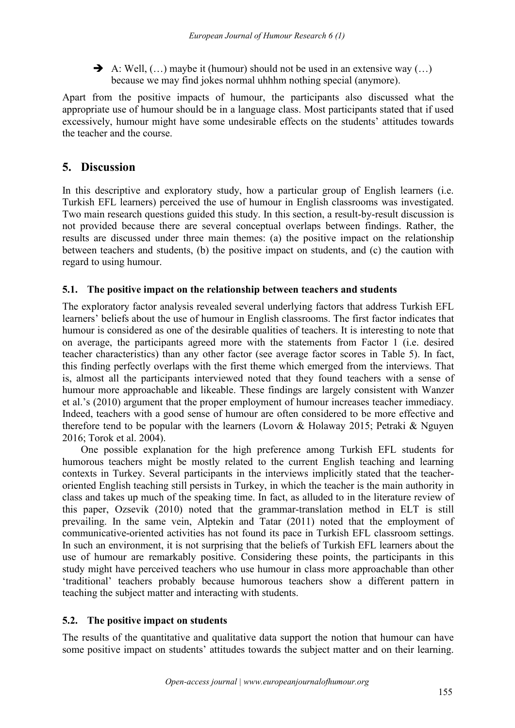➔ A: Well, (…) maybe it (humour) should not be used in an extensive way (…) because we may find jokes normal uhhhm nothing special (anymore).

Apart from the positive impacts of humour, the participants also discussed what the appropriate use of humour should be in a language class. Most participants stated that if used excessively, humour might have some undesirable effects on the students' attitudes towards the teacher and the course.

## 5. Discussion

In this descriptive and exploratory study, how a particular group of English learners (i.e. Turkish EFL learners) perceived the use of humour in English classrooms was investigated. Two main research questions guided this study. In this section, a result-by-result discussion is not provided because there are several conceptual overlaps between findings. Rather, the results are discussed under three main themes: (a) the positive impact on the relationship between teachers and students, (b) the positive impact on students, and (c) the caution with regard to using humour.

### 5.1. The positive impact on the relationship between teachers and students

The exploratory factor analysis revealed several underlying factors that address Turkish EFL learners' beliefs about the use of humour in English classrooms. The first factor indicates that humour is considered as one of the desirable qualities of teachers. It is interesting to note that on average, the participants agreed more with the statements from Factor 1 (i.e. desired teacher characteristics) than any other factor (see average factor scores in Table 5). In fact, this finding perfectly overlaps with the first theme which emerged from the interviews. That is, almost all the participants interviewed noted that they found teachers with a sense of humour more approachable and likeable. These findings are largely consistent with Wanzer et al.'s (2010) argument that the proper employment of humour increases teacher immediacy. Indeed, teachers with a good sense of humour are often considered to be more effective and therefore tend to be popular with the learners (Lovorn & Holaway 2015; Petraki & Nguyen 2016; Torok et al. 2004).

One possible explanation for the high preference among Turkish EFL students for humorous teachers might be mostly related to the current English teaching and learning contexts in Turkey. Several participants in the interviews implicitly stated that the teacher-oriented English teaching still persists in Turkey, in which the teacher is the main authority in class and takes up much of the speaking time. In fact, as alluded to in the literature review of this paper, Ozsevik (2010) noted that the grammar-translation method in ELT is still prevailing. In the same vein, Alptekin and Tatar (2011) noted that the employment of communicative-oriented activities has not found its pace in Turkish EFL classroom settings. In such an environment, it is not surprising that the beliefs of Turkish EFL learners about the use of humour are remarkably positive. Considering these points, the participants in this study might have perceived teachers who use humour in class more approachable than other 'traditional' teachers probably because humorous teachers show a different pattern in teaching the subject matter and interacting with students.

### 5.2. The positive impact on students

The results of the quantitative and qualitative data support the notion that humour can have some positive impact on students' attitudes towards the subject matter and on their learning.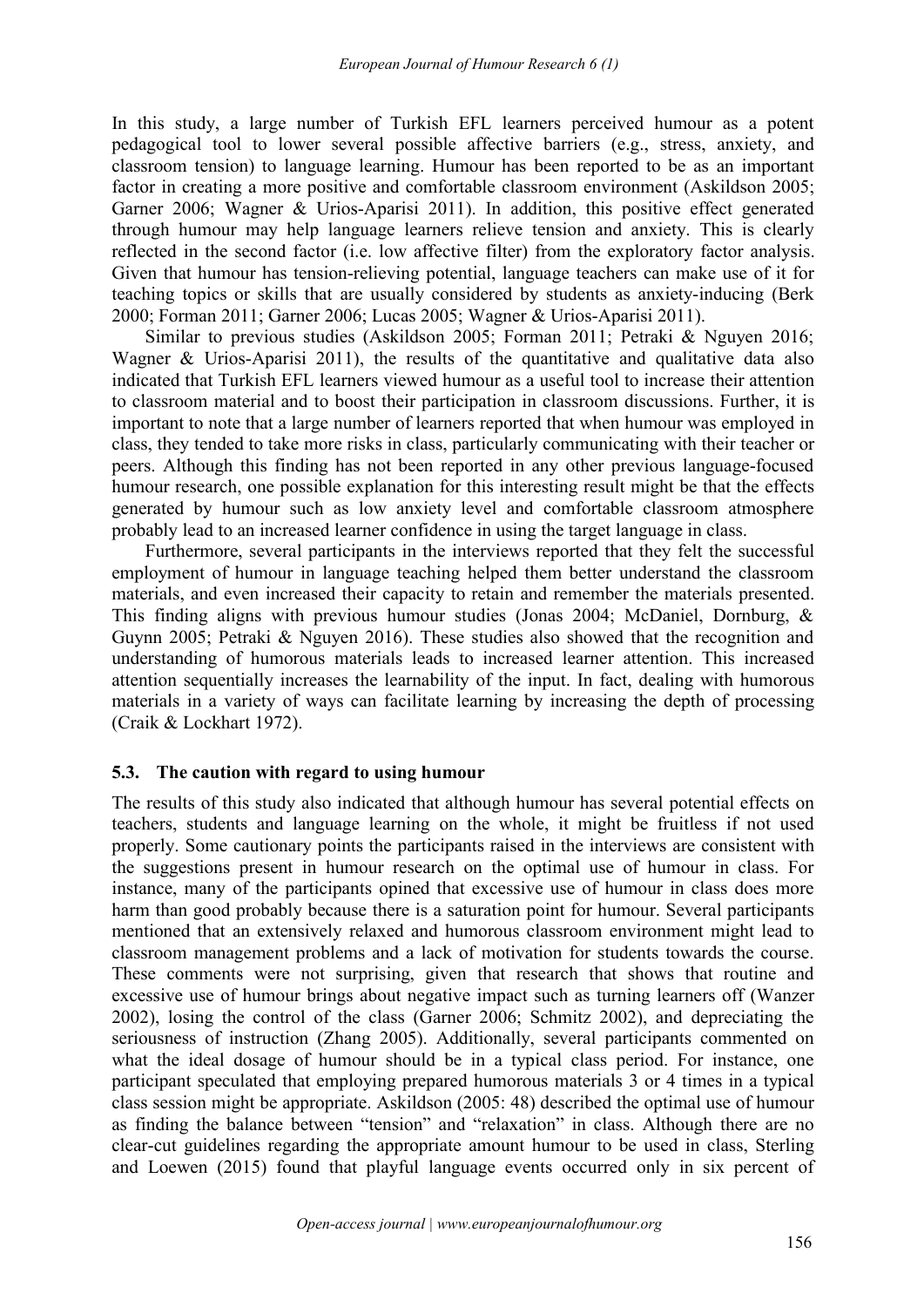In this study, a large number of Turkish EFL learners perceived humour as a potent pedagogical tool to lower several possible affective barriers (e.g., stress, anxiety, and classroom tension) to language learning. Humour has been reported to be as an important factor in creating a more positive and comfortable classroom environment (Askildson 2005; Garner 2006; Wagner & Urios-Aparisi 2011). In addition, this positive effect generated through humour may help language learners relieve tension and anxiety. This is clearly reflected in the second factor (i.e. low affective filter) from the exploratory factor analysis. Given that humour has tension-relieving potential, language teachers can make use of it for teaching topics or skills that are usually considered by students as anxiety-inducing (Berk 2000; Forman 2011; Garner 2006; Lucas 2005; Wagner & Urios-Aparisi 2011).

Similar to previous studies (Askildson 2005; Forman 2011; Petraki & Nguyen 2016; Wagner & Urios-Aparisi 2011), the results of the quantitative and qualitative data also indicated that Turkish EFL learners viewed humour as a useful tool to increase their attention to classroom material and to boost their participation in classroom discussions. Further, it is important to note that a large number of learners reported that when humour was employed in class, they tended to take more risks in class, particularly communicating with their teacher or peers. Although this finding has not been reported in any other previous language-focused humour research, one possible explanation for this interesting result might be that the effects generated by humour such as low anxiety level and comfortable classroom atmosphere probably lead to an increased learner confidence in using the target language in class.

Furthermore, several participants in the interviews reported that they felt the successful employment of humour in language teaching helped them better understand the classroom materials, and even increased their capacity to retain and remember the materials presented. This finding aligns with previous humour studies (Jonas 2004; McDaniel, Dornburg, & Guynn 2005; Petraki & Nguyen 2016). These studies also showed that the recognition and understanding of humorous materials leads to increased learner attention. This increased attention sequentially increases the learnability of the input. In fact, dealing with humorous materials in a variety of ways can facilitate learning by increasing the depth of processing (Craik & Lockhart 1972).

### 5.3. The caution with regard to using humour

The results of this study also indicated that although humour has several potential effects on teachers, students and language learning on the whole, it might be fruitless if not used properly. Some cautionary points the participants raised in the interviews are consistent with the suggestions present in humour research on the optimal use of humour in class. For instance, many of the participants opined that excessive use of humour in class does more harm than good probably because there is a saturation point for humour. Several participants mentioned that an extensively relaxed and humorous classroom environment might lead to classroom management problems and a lack of motivation for students towards the course. These comments were not surprising, given that research that shows that routine and excessive use of humour brings about negative impact such as turning learners off (Wanzer 2002), losing the control of the class (Garner 2006; Schmitz 2002), and depreciating the seriousness of instruction (Zhang 2005). Additionally, several participants commented on what the ideal dosage of humour should be in a typical class period. For instance, one participant speculated that employing prepared humorous materials 3 or 4 times in a typical class session might be appropriate. Askildson (2005: 48) described the optimal use of humour as finding the balance between "tension" and "relaxation" in class. Although there are no clear-cut guidelines regarding the appropriate amount humour to be used in class, Sterling and Loewen (2015) found that playful language events occurred only in six percent of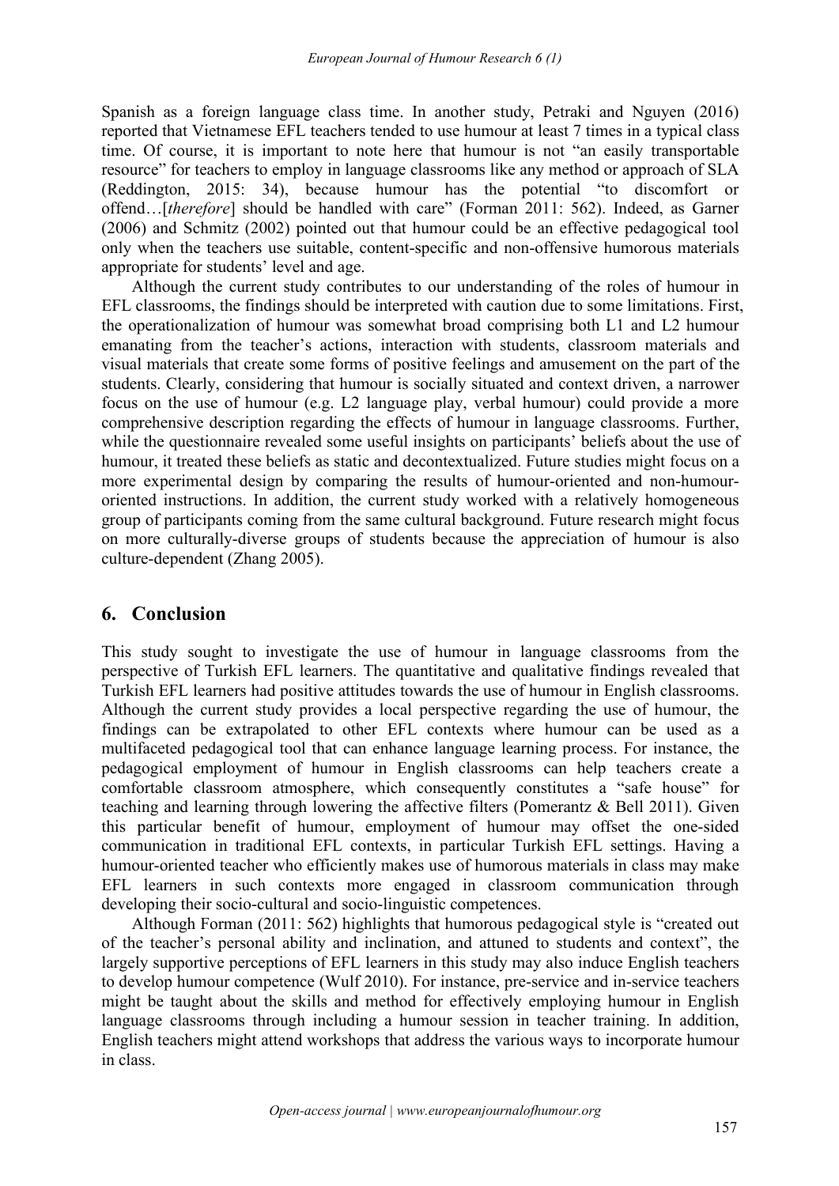Spanish as a foreign language class time. In another study, Petraki and Nguyen (2016) reported that Vietnamese EFL teachers tended to use humour at least 7 times in a typical class time. Of course, it is important to note here that humour is not "an easily transportable resource" for teachers to employ in language classrooms like any method or approach of SLA (Reddington, 2015: 34), because humour has the potential "to discomfort or offend…[*therefore*] should be handled with care" (Forman 2011: 562). Indeed, as Garner (2006) and Schmitz (2002) pointed out that humour could be an effective pedagogical tool only when the teachers use suitable, content-specific and non-offensive humorous materials appropriate for students' level and age.

Although the current study contributes to our understanding of the roles of humour in EFL classrooms, the findings should be interpreted with caution due to some limitations. First, the operationalization of humour was somewhat broad comprising both L1 and L2 humour emanating from the teacher's actions, interaction with students, classroom materials and visual materials that create some forms of positive feelings and amusement on the part of the students. Clearly, considering that humour is socially situated and context driven, a narrower focus on the use of humour (e.g. L2 language play, verbal humour) could provide a more comprehensive description regarding the effects of humour in language classrooms. Further, while the questionnaire revealed some useful insights on participants' beliefs about the use of humour, it treated these beliefs as static and decontextualized. Future studies might focus on a more experimental design by comparing the results of humour-oriented and non-humour-oriented instructions. In addition, the current study worked with a relatively homogeneous group of participants coming from the same cultural background. Future research might focus on more culturally-diverse groups of students because the appreciation of humour is also culture-dependent (Zhang 2005).

## 6. Conclusion

This study sought to investigate the use of humour in language classrooms from the perspective of Turkish EFL learners. The quantitative and qualitative findings revealed that Turkish EFL learners had positive attitudes towards the use of humour in English classrooms. Although the current study provides a local perspective regarding the use of humour, the findings can be extrapolated to other EFL contexts where humour can be used as a multifaceted pedagogical tool that can enhance language learning process. For instance, the pedagogical employment of humour in English classrooms can help teachers create a comfortable classroom atmosphere, which consequently constitutes a "safe house" for teaching and learning through lowering the affective filters (Pomerantz & Bell 2011). Given this particular benefit of humour, employment of humour may offset the one-sided communication in traditional EFL contexts, in particular Turkish EFL settings. Having a humour-oriented teacher who efficiently makes use of humorous materials in class may make EFL learners in such contexts more engaged in classroom communication through developing their socio-cultural and socio-linguistic competences.

Although Forman (2011: 562) highlights that humorous pedagogical style is "created out of the teacher's personal ability and inclination, and attuned to students and context", the largely supportive perceptions of EFL learners in this study may also induce English teachers to develop humour competence (Wulf 2010). For instance, pre-service and in-service teachers might be taught about the skills and method for effectively employing humour in English language classrooms through including a humour session in teacher training. In addition, English teachers might attend workshops that address the various ways to incorporate humour in class.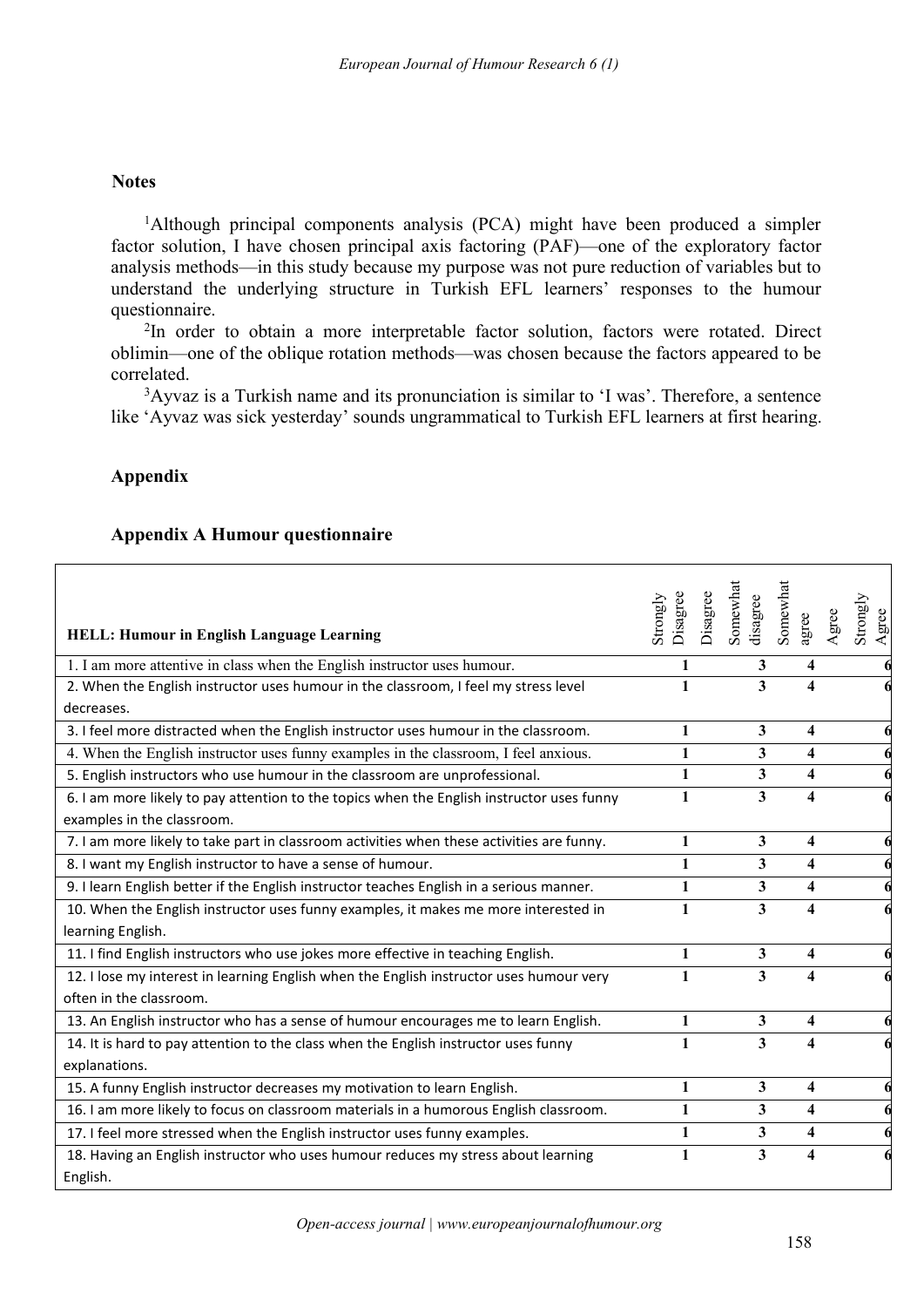## Notes

[1]Although principal components analysis (PCA) might have been produced a simpler factor solution, I have chosen principal axis factoring (PAF)—one of the exploratory factor analysis methods—in this study because my purpose was not pure reduction of variables but to understand the underlying structure in Turkish EFL learners' responses to the humour questionnaire.

[2]In order to obtain a more interpretable factor solution, factors were rotated. Direct oblimin—one of the oblique rotation methods—was chosen because the factors appeared to be correlated.

[3]Ayvaz is a Turkish name and its pronunciation is similar to 'I was'. Therefore, a sentence like 'Ayvaz was sick yesterday' sounds ungrammatical to Turkish EFL learners at first hearing.

## Appendix

### Appendix A Humour questionnaire

| HELL: Humour in English Language Learning | Strongly Disagree | Disagree | Somewhat disagree | Somewhat agree | Agree | Strongly Agree |
|---|---|---|---|---|---|---|
| 1. I am more attentive in class when the English instructor uses humour. | 1 | | 3 | 4 | | 6 |
| 2. When the English instructor uses humour in the classroom, I feel my stress level decreases. | 1 | | 3 | 4 | | 6 |
| 3. I feel more distracted when the English instructor uses humour in the classroom. | 1 | | 3 | 4 | | 6 |
| 4. When the English instructor uses funny examples in the classroom, I feel anxious. | 1 | | 3 | 4 | | 6 |
| 5. English instructors who use humour in the classroom are unprofessional. | 1 | | 3 | 4 | | 6 |
| 6. I am more likely to pay attention to the topics when the English instructor uses funny examples in the classroom. | 1 | | 3 | 4 | | 6 |
| 7. I am more likely to take part in classroom activities when these activities are funny. | 1 | | 3 | 4 | | 6 |
| 8. I want my English instructor to have a sense of humour. | 1 | | 3 | 4 | | 6 |
| 9. I learn English better if the English instructor teaches English in a serious manner. | 1 | | 3 | 4 | | 6 |
| 10. When the English instructor uses funny examples, it makes me more interested in learning English. | 1 | | 3 | 4 | | 6 |
| 11. I find English instructors who use jokes more effective in teaching English. | 1 | | 3 | 4 | | 6 |
| 12. I lose my interest in learning English when the English instructor uses humour very often in the classroom. | 1 | | 3 | 4 | | 6 |
| 13. An English instructor who has a sense of humour encourages me to learn English. | 1 | | 3 | 4 | | 6 |
| 14. It is hard to pay attention to the class when the English instructor uses funny explanations. | 1 | | 3 | 4 | | 6 |
| 15. A funny English instructor decreases my motivation to learn English. | 1 | | 3 | 4 | | 6 |
| 16. I am more likely to focus on classroom materials in a humorous English classroom. | 1 | | 3 | 4 | | 6 |
| 17. I feel more stressed when the English instructor uses funny examples. | 1 | | 3 | 4 | | 6 |
| 18. Having an English instructor who uses humour reduces my stress about learning English. | 1 | | 3 | 4 | | 6 |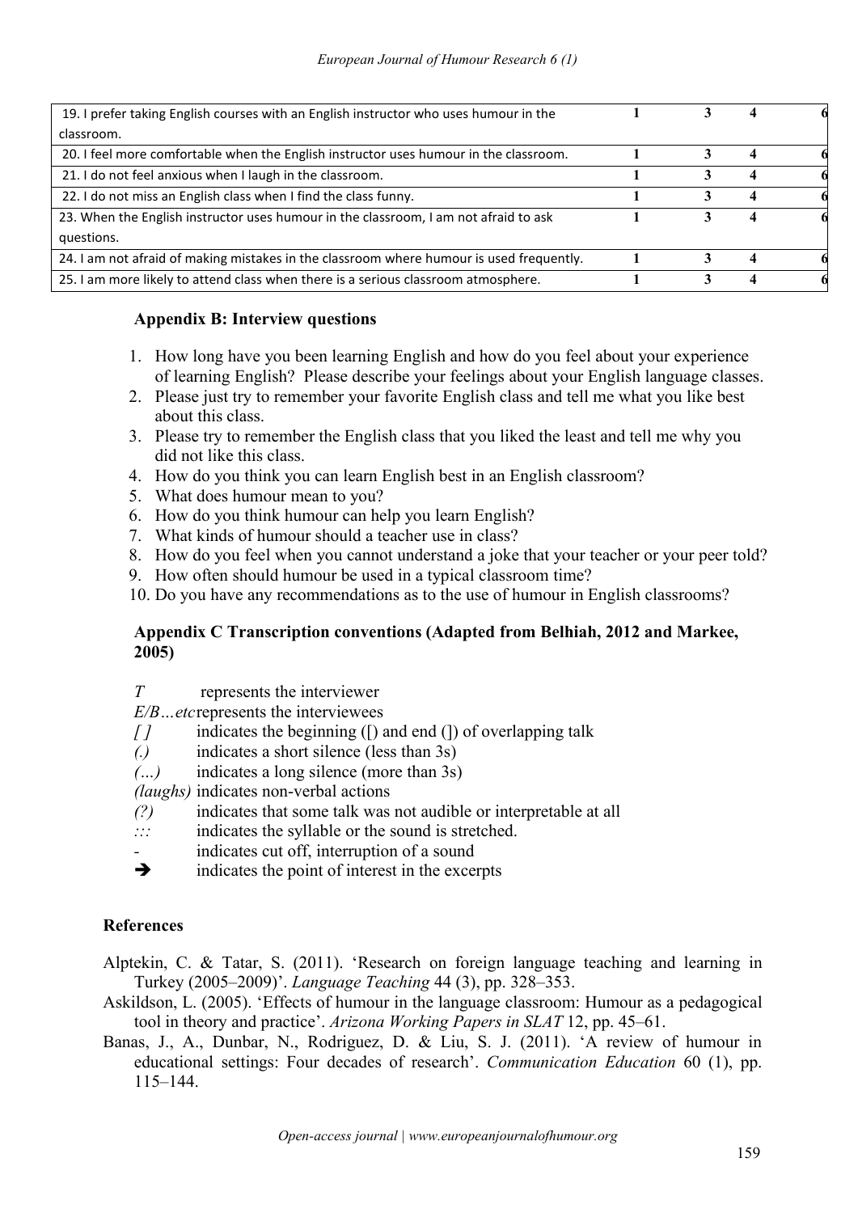| | | | | |
|---|---|---|---|---|
| 19. I prefer taking English courses with an English instructor who uses humour in the classroom. | **1** | **3** | **4** | **6** |
| 20. I feel more comfortable when the English instructor uses humour in the classroom. | **1** | **3** | **4** | **6** |
| 21. I do not feel anxious when I laugh in the classroom. | **1** | **3** | **4** | **6** |
| 22. I do not miss an English class when I find the class funny. | **1** | **3** | **4** | **6** |
| 23. When the English instructor uses humour in the classroom, I am not afraid to ask questions. | **1** | **3** | **4** | **6** |
| 24. I am not afraid of making mistakes in the classroom where humour is used frequently. | **1** | **3** | **4** | **6** |
| 25. I am more likely to attend class when there is a serious classroom atmosphere. | **1** | **3** | **4** | **6** |

## Appendix B: Interview questions

1. How long have you been learning English and how do you feel about your experience of learning English? Please describe your feelings about your English language classes.
2. Please just try to remember your favorite English class and tell me what you like best about this class.
3. Please try to remember the English class that you liked the least and tell me why you did not like this class.
4. How do you think you can learn English best in an English classroom?
5. What does humour mean to you?
6. How do you think humour can help you learn English?
7. What kinds of humour should a teacher use in class?
8. How do you feel when you cannot understand a joke that your teacher or your peer told?
9. How often should humour be used in a typical classroom time?
10. Do you have any recommendations as to the use of humour in English classrooms?

## Appendix C Transcription conventions (Adapted from Belhiah, 2012 and Markee, 2005)

*T* represents the interviewer
*E/B…etc* represents the interviewees
*[ ]* indicates the beginning ([) and end (]) of overlapping talk
*(.)* indicates a short silence (less than 3s)
*(…)* indicates a long silence (more than 3s)
*(laughs)* indicates non-verbal actions
*(?)* indicates that some talk was not audible or interpretable at all
*:::* indicates the syllable or the sound is stretched.
\- indicates cut off, interruption of a sound
➔ indicates the point of interest in the excerpts

## References

Alptekin, C. & Tatar, S. (2011). 'Research on foreign language teaching and learning in Turkey (2005–2009)'. *Language Teaching* 44 (3), pp. 328–353.

Askildson, L. (2005). 'Effects of humour in the language classroom: Humour as a pedagogical tool in theory and practice'. *Arizona Working Papers in SLAT* 12, pp. 45–61.

Banas, J., A., Dunbar, N., Rodriguez, D. & Liu, S. J. (2011). 'A review of humour in educational settings: Four decades of research'. *Communication Education* 60 (1), pp. 115–144.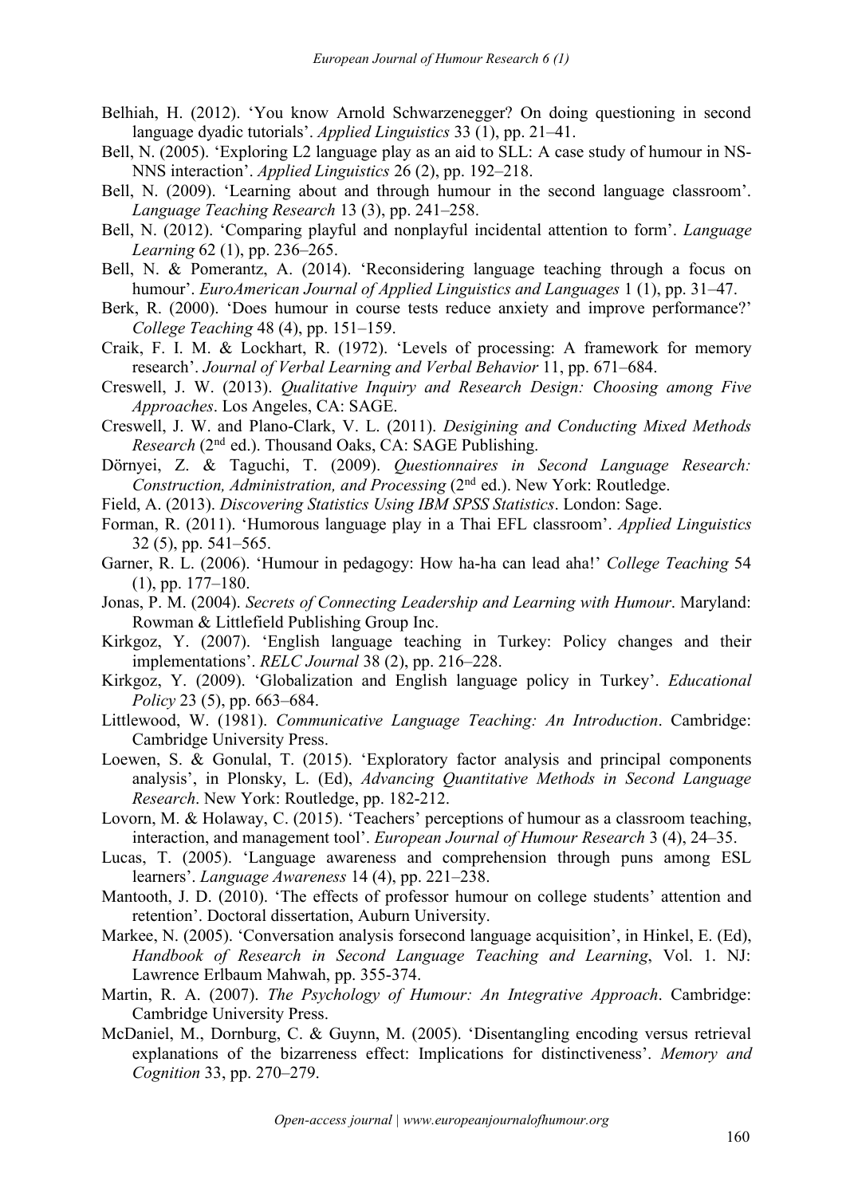Belhiah, H. (2012). 'You know Arnold Schwarzenegger? On doing questioning in second language dyadic tutorials'. *Applied Linguistics* 33 (1), pp. 21–41.

Bell, N. (2005). 'Exploring L2 language play as an aid to SLL: A case study of humour in NS-NNS interaction'. *Applied Linguistics* 26 (2), pp. 192–218.

Bell, N. (2009). 'Learning about and through humour in the second language classroom'. *Language Teaching Research* 13 (3), pp. 241–258.

Bell, N. (2012). 'Comparing playful and nonplayful incidental attention to form'. *Language Learning* 62 (1), pp. 236–265.

Bell, N. & Pomerantz, A. (2014). 'Reconsidering language teaching through a focus on humour'. *EuroAmerican Journal of Applied Linguistics and Languages* 1 (1), pp. 31–47.

Berk, R. (2000). 'Does humour in course tests reduce anxiety and improve performance?' *College Teaching* 48 (4), pp. 151–159.

Craik, F. I. M. & Lockhart, R. (1972). 'Levels of processing: A framework for memory research'. *Journal of Verbal Learning and Verbal Behavior* 11, pp. 671–684.

Creswell, J. W. (2013). *Qualitative Inquiry and Research Design: Choosing among Five Approaches*. Los Angeles, CA: SAGE.

Creswell, J. W. and Plano-Clark, V. L. (2011). *Desigining and Conducting Mixed Methods Research* (2nd ed.). Thousand Oaks, CA: SAGE Publishing.

Dörnyei, Z. & Taguchi, T. (2009). *Questionnaires in Second Language Research: Construction, Administration, and Processing* (2nd ed.). New York: Routledge.

Field, A. (2013). *Discovering Statistics Using IBM SPSS Statistics*. London: Sage.

Forman, R. (2011). 'Humorous language play in a Thai EFL classroom'. *Applied Linguistics* 32 (5), pp. 541–565.

Garner, R. L. (2006). 'Humour in pedagogy: How ha-ha can lead aha!' *College Teaching* 54 (1), pp. 177–180.

Jonas, P. M. (2004). *Secrets of Connecting Leadership and Learning with Humour*. Maryland: Rowman & Littlefield Publishing Group Inc.

Kirkgoz, Y. (2007). 'English language teaching in Turkey: Policy changes and their implementations'. *RELC Journal* 38 (2), pp. 216–228.

Kirkgoz, Y. (2009). 'Globalization and English language policy in Turkey'. *Educational Policy* 23 (5), pp. 663–684.

Littlewood, W. (1981). *Communicative Language Teaching: An Introduction*. Cambridge: Cambridge University Press.

Loewen, S. & Gonulal, T. (2015). 'Exploratory factor analysis and principal components analysis', in Plonsky, L. (Ed), *Advancing Quantitative Methods in Second Language Research*. New York: Routledge, pp. 182-212.

Lovorn, M. & Holaway, C. (2015). 'Teachers' perceptions of humour as a classroom teaching, interaction, and management tool'. *European Journal of Humour Research* 3 (4), 24–35.

Lucas, T. (2005). 'Language awareness and comprehension through puns among ESL learners'. *Language Awareness* 14 (4), pp. 221–238.

Mantooth, J. D. (2010). 'The effects of professor humour on college students' attention and retention'. Doctoral dissertation, Auburn University.

Markee, N. (2005). 'Conversation analysis forsecond language acquisition', in Hinkel, E. (Ed), *Handbook of Research in Second Language Teaching and Learning*, Vol. 1. NJ: Lawrence Erlbaum Mahwah, pp. 355-374.

Martin, R. A. (2007). *The Psychology of Humour: An Integrative Approach*. Cambridge: Cambridge University Press.

McDaniel, M., Dornburg, C. & Guynn, M. (2005). 'Disentangling encoding versus retrieval explanations of the bizarreness effect: Implications for distinctiveness'. *Memory and Cognition* 33, pp. 270–279.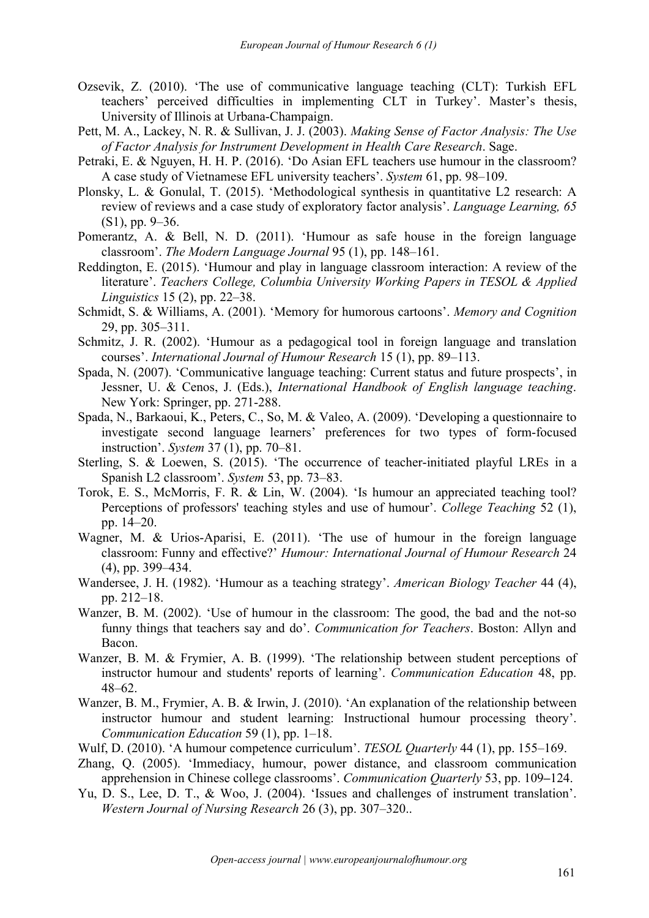Ozsevik, Z. (2010). 'The use of communicative language teaching (CLT): Turkish EFL teachers' perceived difficulties in implementing CLT in Turkey'. Master's thesis, University of Illinois at Urbana-Champaign.

Pett, M. A., Lackey, N. R. & Sullivan, J. J. (2003). *Making Sense of Factor Analysis: The Use of Factor Analysis for Instrument Development in Health Care Research*. Sage.

Petraki, E. & Nguyen, H. H. P. (2016). 'Do Asian EFL teachers use humour in the classroom? A case study of Vietnamese EFL university teachers'. *System* 61, pp. 98–109.

Plonsky, L. & Gonulal, T. (2015). 'Methodological synthesis in quantitative L2 research: A review of reviews and a case study of exploratory factor analysis'. *Language Learning, 65* (S1), pp. 9–36.

Pomerantz, A. & Bell, N. D. (2011). 'Humour as safe house in the foreign language classroom'. *The Modern Language Journal* 95 (1), pp. 148–161.

Reddington, E. (2015). 'Humour and play in language classroom interaction: A review of the literature'. *Teachers College, Columbia University Working Papers in TESOL & Applied Linguistics* 15 (2), pp. 22–38.

Schmidt, S. & Williams, A. (2001). 'Memory for humorous cartoons'. *Memory and Cognition* 29, pp. 305–311.

Schmitz, J. R. (2002). 'Humour as a pedagogical tool in foreign language and translation courses'. *International Journal of Humour Research* 15 (1), pp. 89–113.

Spada, N. (2007). 'Communicative language teaching: Current status and future prospects', in Jessner, U. & Cenos, J. (Eds.), *International Handbook of English language teaching*. New York: Springer, pp. 271-288.

Spada, N., Barkaoui, K., Peters, C., So, M. & Valeo, A. (2009). 'Developing a questionnaire to investigate second language learners' preferences for two types of form-focused instruction'. *System* 37 (1), pp. 70–81.

Sterling, S. & Loewen, S. (2015). 'The occurrence of teacher-initiated playful LREs in a Spanish L2 classroom'. *System* 53, pp. 73–83.

Torok, E. S., McMorris, F. R. & Lin, W. (2004). 'Is humour an appreciated teaching tool? Perceptions of professors' teaching styles and use of humour'. *College Teaching* 52 (1), pp. 14–20.

Wagner, M. & Urios-Aparisi, E. (2011). 'The use of humour in the foreign language classroom: Funny and effective?' *Humour: International Journal of Humour Research* 24 (4), pp. 399–434.

Wandersee, J. H. (1982). 'Humour as a teaching strategy'. *American Biology Teacher* 44 (4), pp. 212–18.

Wanzer, B. M. (2002). 'Use of humour in the classroom: The good, the bad and the not-so funny things that teachers say and do'. *Communication for Teachers*. Boston: Allyn and Bacon.

Wanzer, B. M. & Frymier, A. B. (1999). 'The relationship between student perceptions of instructor humour and students' reports of learning'. *Communication Education* 48, pp. 48–62.

Wanzer, B. M., Frymier, A. B. & Irwin, J. (2010). 'An explanation of the relationship between instructor humour and student learning: Instructional humour processing theory'. *Communication Education* 59 (1), pp. 1–18.

Wulf, D. (2010). 'A humour competence curriculum'. *TESOL Quarterly* 44 (1), pp. 155–169.

Zhang, Q. (2005). 'Immediacy, humour, power distance, and classroom communication apprehension in Chinese college classrooms'. *Communication Quarterly* 53, pp. 109–124.

Yu, D. S., Lee, D. T., & Woo, J. (2004). 'Issues and challenges of instrument translation'. *Western Journal of Nursing Research* 26 (3), pp. 307–320..